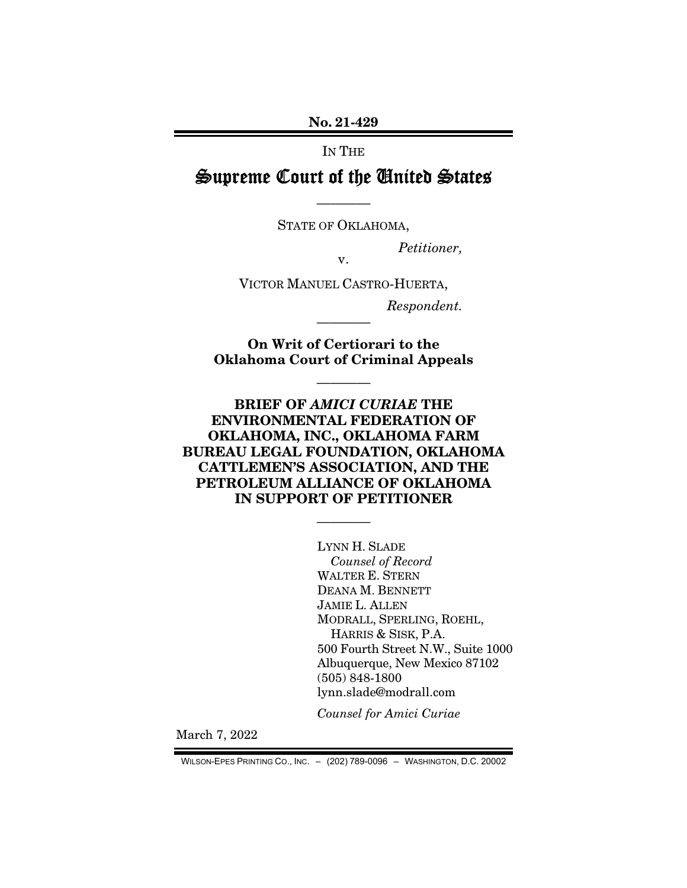**No. 21-429**

IN THE

# Supreme Court of the United States

————

STATE OF OKLAHOMA,

*Petitioner,*

v.

VICTOR MANUEL CASTRO-HUERTA,

*Respondent.*

————

**On Writ of Certiorari to the Oklahoma Court of Criminal Appeals**

————

**BRIEF OF *AMICI CURIAE* THE ENVIRONMENTAL FEDERATION OF OKLAHOMA, INC., OKLAHOMA FARM BUREAU LEGAL FOUNDATION, OKLAHOMA CATTLEMEN'S ASSOCIATION, AND THE PETROLEUM ALLIANCE OF OKLAHOMA IN SUPPORT OF PETITIONER**

————

LYNN H. SLADE
*Counsel of Record*
WALTER E. STERN
DEANA M. BENNETT
JAMIE L. ALLEN
MODRALL, SPERLING, ROEHL, HARRIS & SISK, P.A.
500 Fourth Street N.W., Suite 1000
Albuquerque, New Mexico 87102
(505) 848-1800
lynn.slade@modrall.com

*Counsel for Amici Curiae*

March 7, 2022

WILSON-EPES PRINTING CO., INC. – (202) 789-0096 – WASHINGTON, D.C. 20002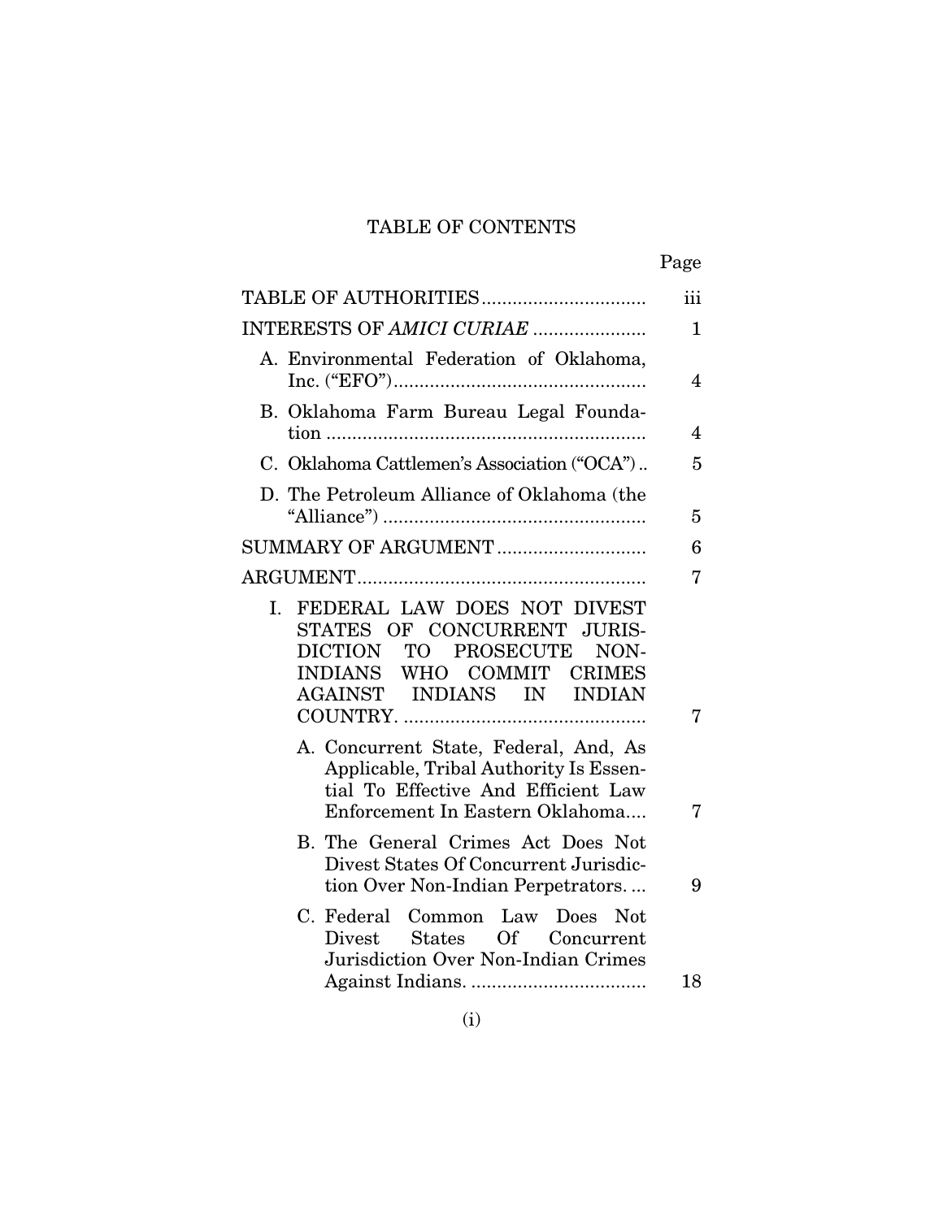# TABLE OF CONTENTS

| | Page |
|---|---|
| TABLE OF AUTHORITIES | iii |
| INTERESTS OF *AMICI CURIAE* | 1 |
| A. Environmental Federation of Oklahoma, Inc. ("EFO") | 4 |
| B. Oklahoma Farm Bureau Legal Foundation | 4 |
| C. Oklahoma Cattlemen's Association ("OCA") | 5 |
| D. The Petroleum Alliance of Oklahoma (the "Alliance") | 5 |
| SUMMARY OF ARGUMENT | 6 |
| ARGUMENT | 7 |
| I. FEDERAL LAW DOES NOT DIVEST STATES OF CONCURRENT JURISDICTION TO PROSECUTE NON-INDIANS WHO COMMIT CRIMES AGAINST INDIANS IN INDIAN COUNTRY. | 7 |
| A. Concurrent State, Federal, And, As Applicable, Tribal Authority Is Essential To Effective And Efficient Law Enforcement In Eastern Oklahoma | 7 |
| B. The General Crimes Act Does Not Divest States Of Concurrent Jurisdiction Over Non-Indian Perpetrators. | 9 |
| C. Federal Common Law Does Not Divest States Of Concurrent Jurisdiction Over Non-Indian Crimes Against Indians. | 18 |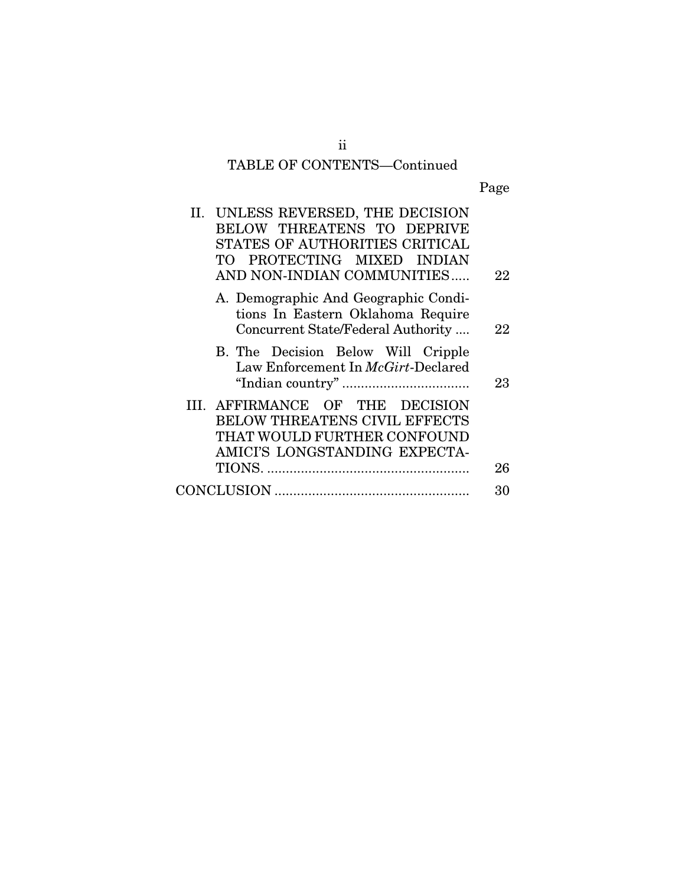## TABLE OF CONTENTS—Continued

| | Page |
|---|---|
| II. UNLESS REVERSED, THE DECISION BELOW THREATENS TO DEPRIVE STATES OF AUTHORITIES CRITICAL TO PROTECTING MIXED INDIAN AND NON-INDIAN COMMUNITIES | 22 |
| A. Demographic And Geographic Conditions In Eastern Oklahoma Require Concurrent State/Federal Authority | 22 |
| B. The Decision Below Will Cripple Law Enforcement In *McGirt*-Declared "Indian country" | 23 |
| III. AFFIRMANCE OF THE DECISION BELOW THREATENS CIVIL EFFECTS THAT WOULD FURTHER CONFOUND AMICI'S LONGSTANDING EXPECTATIONS. | 26 |
| CONCLUSION | 30 |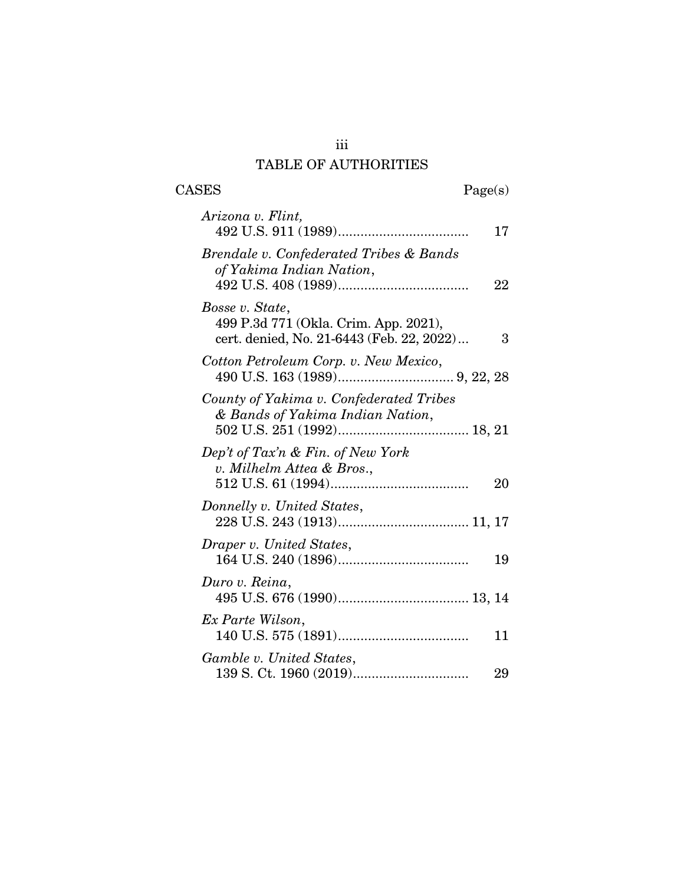# TABLE OF AUTHORITIES

**CASES** | **Page(s)**

*Arizona v. Flint*,
492 U.S. 911 (1989).................................... 17

*Brendale v. Confederated Tribes & Bands of Yakima Indian Nation*,
492 U.S. 408 (1989).................................... 22

*Bosse v. State*,
499 P.3d 771 (Okla. Crim. App. 2021), cert. denied, No. 21-6443 (Feb. 22, 2022)... 3

*Cotton Petroleum Corp. v. New Mexico*,
490 U.S. 163 (1989)............................... 9, 22, 28

*County of Yakima v. Confederated Tribes & Bands of Yakima Indian Nation*,
502 U.S. 251 (1992).................................. 18, 21

*Dep't of Tax'n & Fin. of New York v. Milhelm Attea & Bros.*,
512 U.S. 61 (1994)...................................... 20

*Donnelly v. United States*,
228 U.S. 243 (1913).................................. 11, 17

*Draper v. United States*,
164 U.S. 240 (1896).................................... 19

*Duro v. Reina*,
495 U.S. 676 (1990).................................. 13, 14

*Ex Parte Wilson*,
140 U.S. 575 (1891).................................... 11

*Gamble v. United States*,
139 S. Ct. 1960 (2019)................................ 29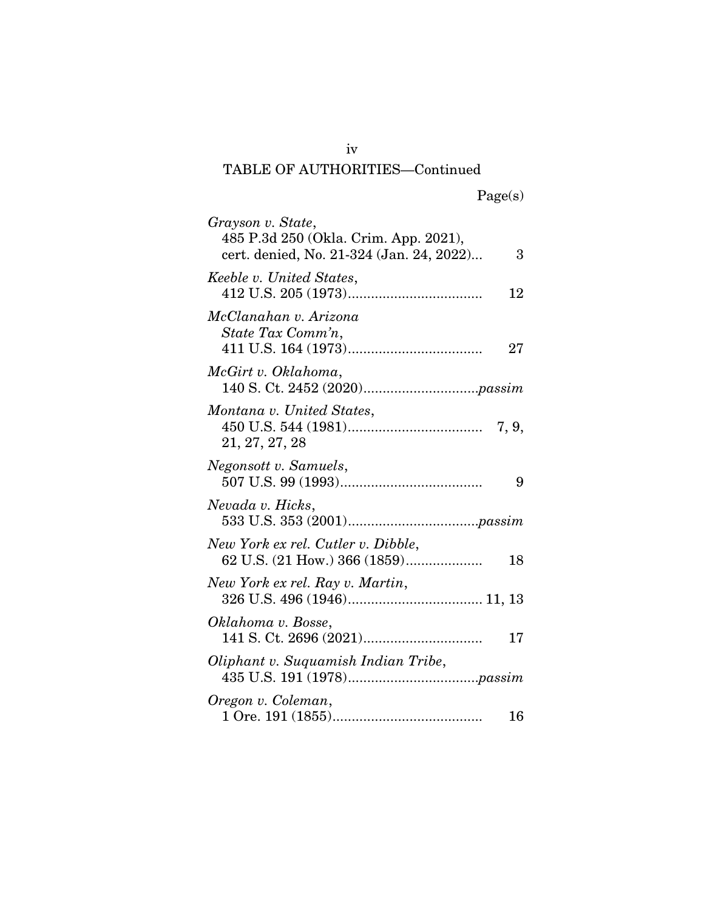## TABLE OF AUTHORITIES—Continued

Page(s)

*Grayson v. State*,
485 P.3d 250 (Okla. Crim. App. 2021),
cert. denied, No. 21-324 (Jan. 24, 2022)... 3

*Keeble v. United States*,
412 U.S. 205 (1973)................................... 12

*McClanahan v. Arizona State Tax Comm'n*,
411 U.S. 164 (1973)................................... 27

*McGirt v. Oklahoma*,
140 S. Ct. 2452 (2020)..............................*passim*

*Montana v. United States*,
450 U.S. 544 (1981)................................... 7, 9, 21, 27, 27, 28

*Negonsott v. Samuels*,
507 U.S. 99 (1993)..................................... 9

*Nevada v. Hicks*,
533 U.S. 353 (2001)..................................*passim*

*New York ex rel. Cutler v. Dibble*,
62 U.S. (21 How.) 366 (1859).................... 18

*New York ex rel. Ray v. Martin*,
326 U.S. 496 (1946)................................... 11, 13

*Oklahoma v. Bosse*,
141 S. Ct. 2696 (2021)............................... 17

*Oliphant v. Suquamish Indian Tribe*,
435 U.S. 191 (1978)..................................*passim*

*Oregon v. Coleman*,
1 Ore. 191 (1855)....................................... 16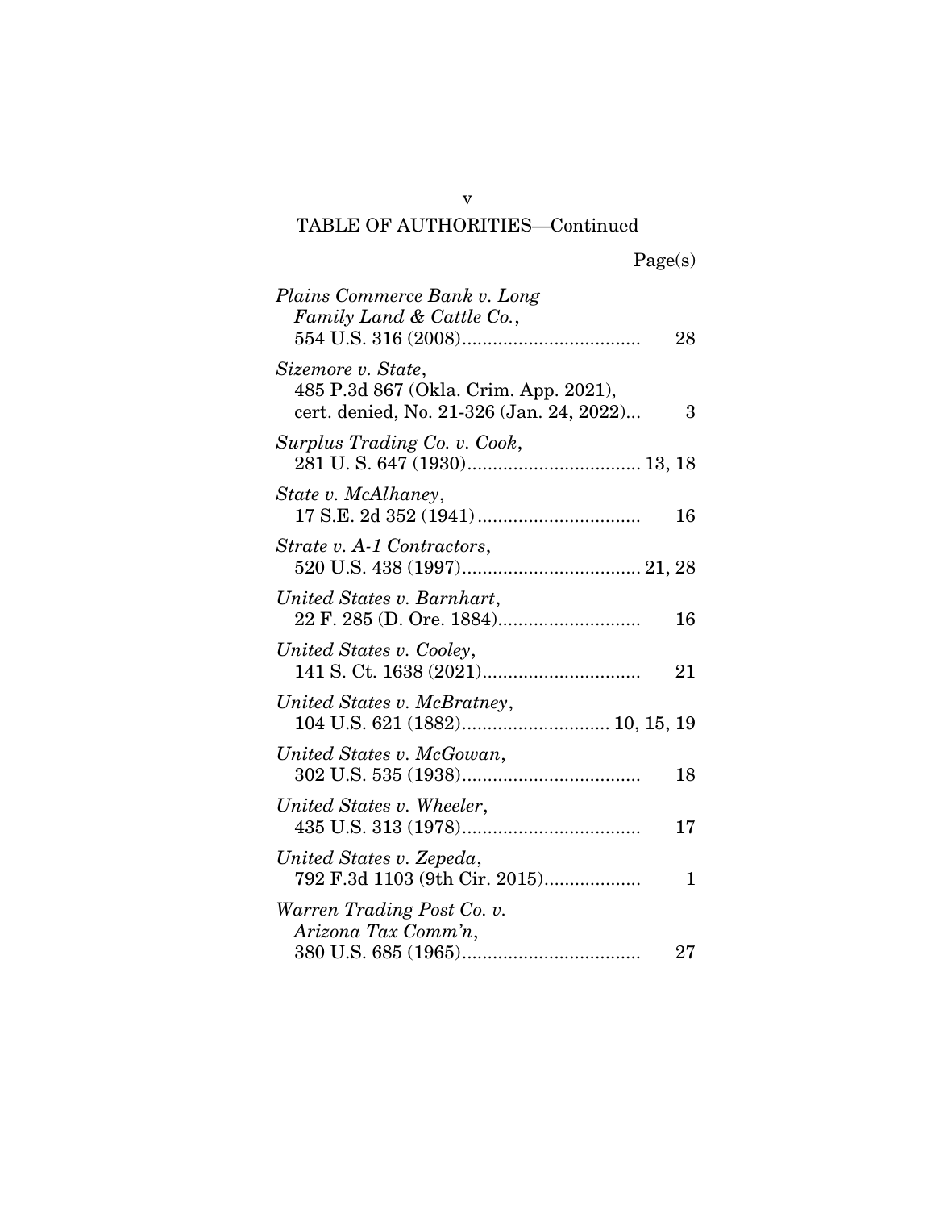## TABLE OF AUTHORITIES—Continued

Page(s)

*Plains Commerce Bank v. Long Family Land & Cattle Co.*, 554 U.S. 316 (2008) .................................. 28

*Sizemore v. State*, 485 P.3d 867 (Okla. Crim. App. 2021), cert. denied, No. 21-326 (Jan. 24, 2022)... 3

*Surplus Trading Co. v. Cook*, 281 U. S. 647 (1930) .................................. 13, 18

*State v. McAlhaney*, 17 S.E. 2d 352 (1941) ................................ 16

*Strate v. A-1 Contractors*, 520 U.S. 438 (1997) .................................. 21, 28

*United States v. Barnhart*, 22 F. 285 (D. Ore. 1884) ............................ 16

*United States v. Cooley*, 141 S. Ct. 1638 (2021) ............................... 21

*United States v. McBratney*, 104 U.S. 621 (1882) ............................ 10, 15, 19

*United States v. McGowan*, 302 U.S. 535 (1938) .................................. 18

*United States v. Wheeler*, 435 U.S. 313 (1978) .................................. 17

*United States v. Zepeda*, 792 F.3d 1103 (9th Cir. 2015) .................. 1

*Warren Trading Post Co. v. Arizona Tax Comm'n*, 380 U.S. 685 (1965) .................................. 27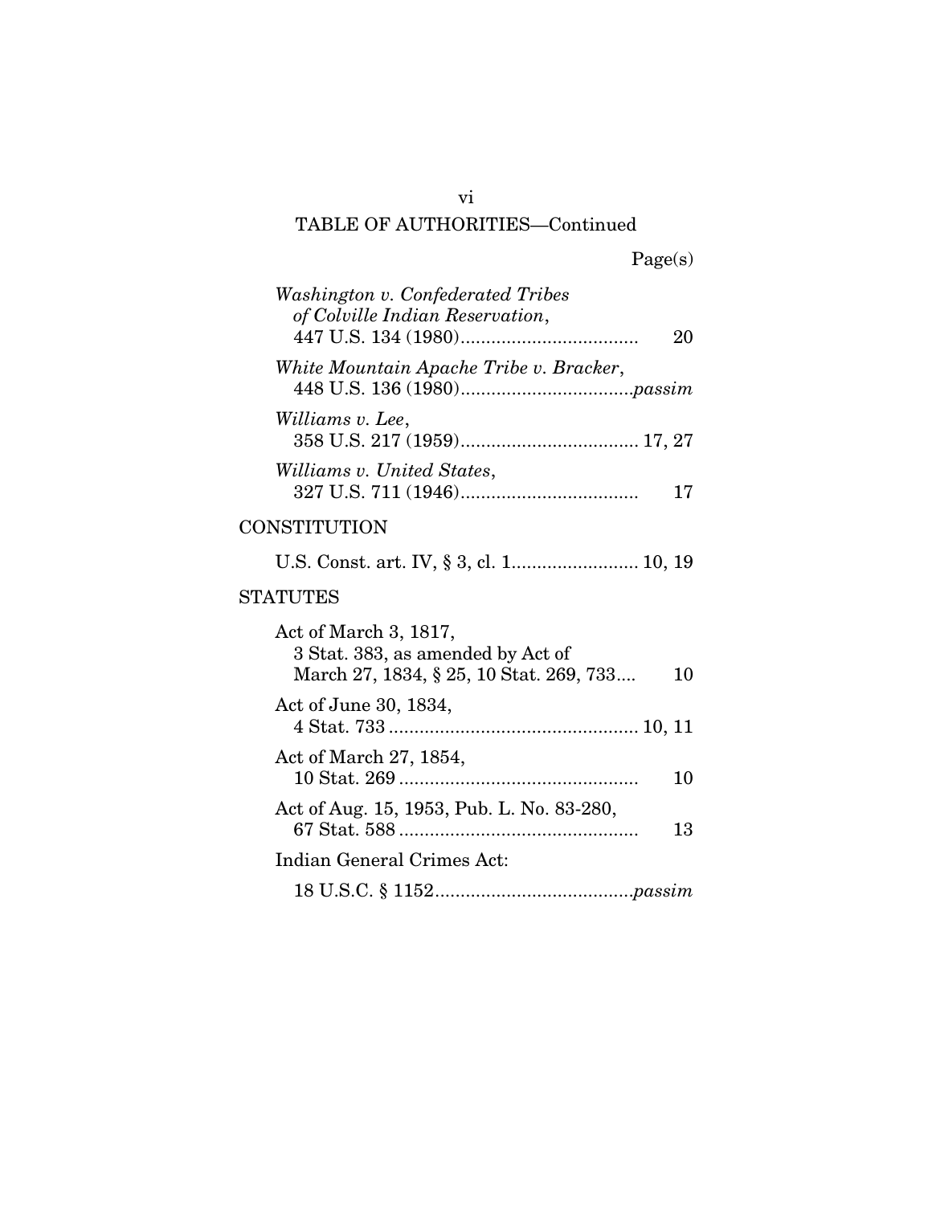TABLE OF AUTHORITIES—Continued

Page(s)

*Washington v. Confederated Tribes of Colville Indian Reservation*, 447 U.S. 134 (1980) .................................... 20

*White Mountain Apache Tribe v. Bracker*, 448 U.S. 136 (1980) ..................................*passim*

*Williams v. Lee*, 358 U.S. 217 (1959) .................................... 17, 27

*Williams v. United States*, 327 U.S. 711 (1946) .................................... 17

## CONSTITUTION

U.S. Const. art. IV, § 3, cl. 1 ......................... 10, 19

## STATUTES

Act of March 3, 1817, 3 Stat. 383, as amended by Act of March 27, 1834, § 25, 10 Stat. 269, 733.... 10

Act of June 30, 1834, 4 Stat. 733 ................................................ 10, 11

Act of March 27, 1854, 10 Stat. 269 ............................................... 10

Act of Aug. 15, 1953, Pub. L. No. 83-280, 67 Stat. 588 ............................................... 13

Indian General Crimes Act:

18 U.S.C. § 1152 .......................................*passim*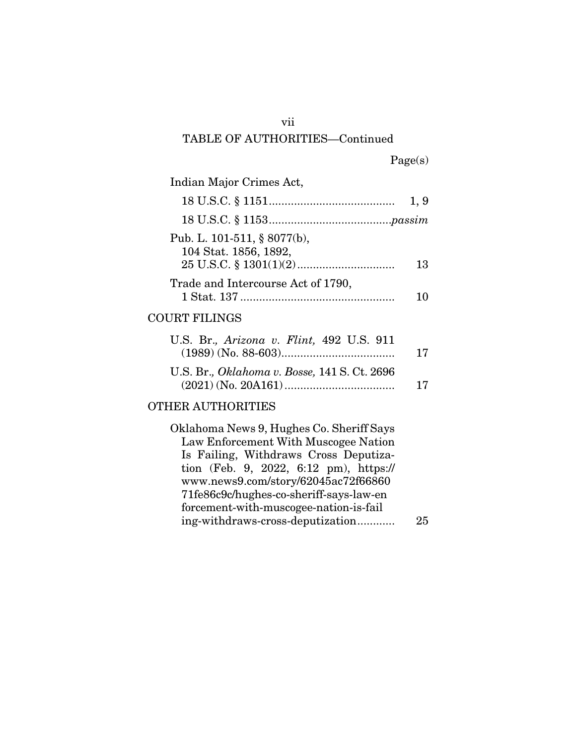## TABLE OF AUTHORITIES—Continued

Page(s)

Indian Major Crimes Act,

18 U.S.C. § 1151 .......................................... 1, 9

18 U.S.C. § 1153 .......................................... *passim*

Pub. L. 101-511, § 8077(b), 104 Stat. 1856, 1892, 25 U.S.C. § 1301(1)(2) .......................................... 13

Trade and Intercourse Act of 1790, 1 Stat. 137 .......................................... 10

## COURT FILINGS

U.S. Br., *Arizona v. Flint,* 492 U.S. 911 (1989) (No. 88-603) .......................................... 17

U.S. Br., *Oklahoma v. Bosse,* 141 S. Ct. 2696 (2021) (No. 20A161) .......................................... 17

## OTHER AUTHORITIES

Oklahoma News 9, Hughes Co. Sheriff Says Law Enforcement With Muscogee Nation Is Failing, Withdraws Cross Deputization (Feb. 9, 2022, 6:12 pm), https://www.news9.com/story/62045ac72f6686071fe86c9c/hughes-co-sheriff-says-law-enforcement-with-muscogee-nation-is-failing-withdraws-cross-deputization .......................................... 25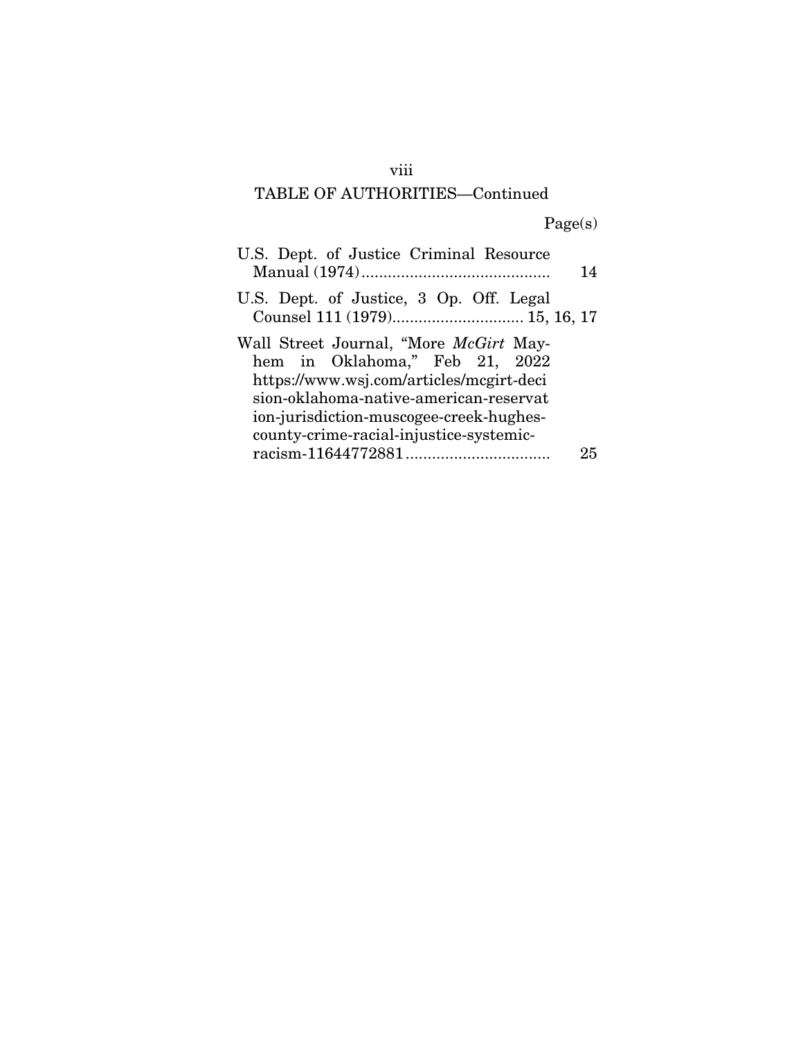## TABLE OF AUTHORITIES—Continued

Page(s)

U.S. Dept. of Justice Criminal Resource Manual (1974) .......................................... 14

U.S. Dept. of Justice, 3 Op. Off. Legal Counsel 111 (1979) ............................. 15, 16, 17

Wall Street Journal, "More *McGirt* Mayhem in Oklahoma," Feb 21, 2022 https://www.wsj.com/articles/mcgirt-decision-oklahoma-native-american-reservation-jurisdiction-muscogee-creek-hughes-county-crime-racial-injustice-systemic-racism-11644772881 ................................ 25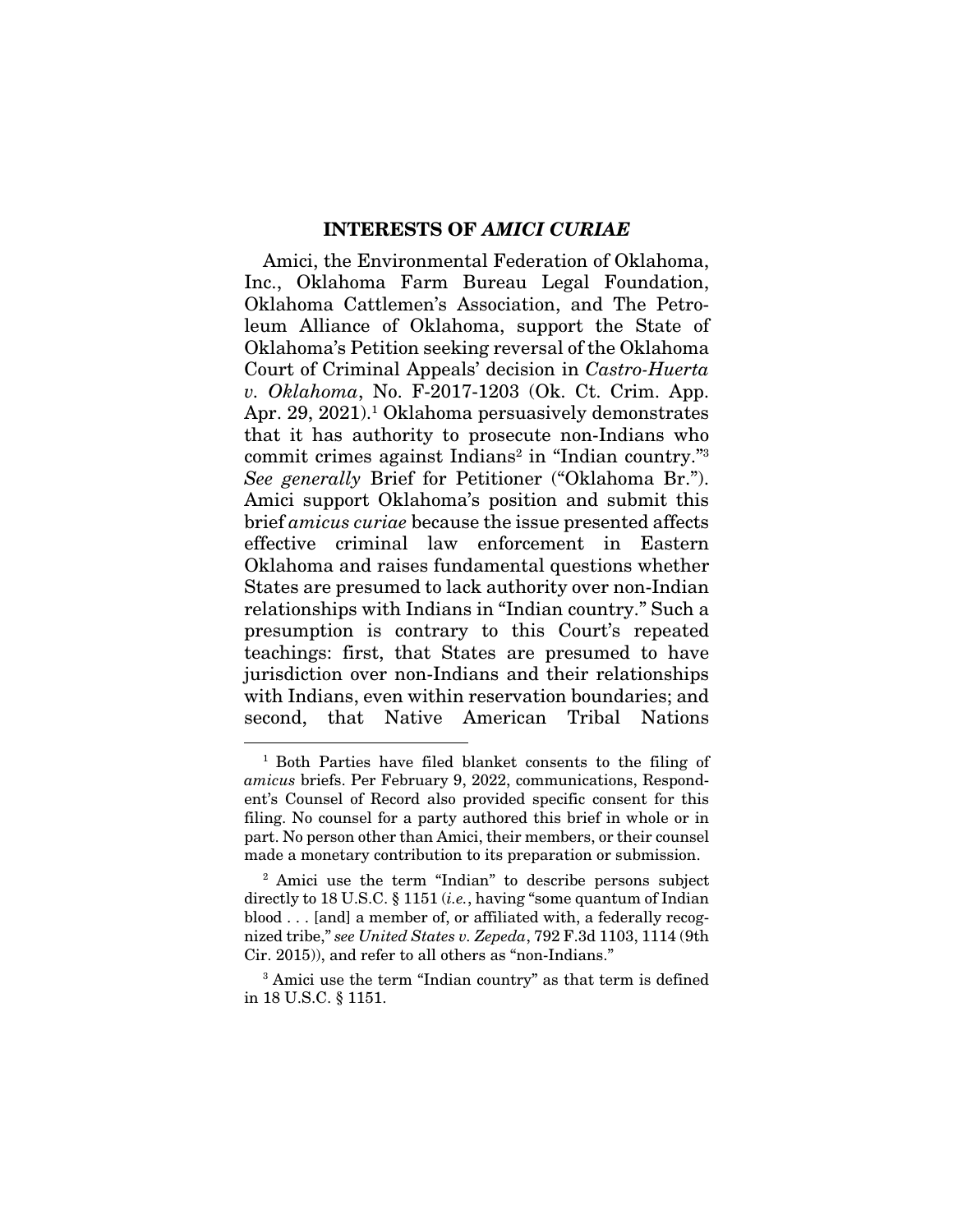## INTERESTS OF *AMICI CURIAE*

Amici, the Environmental Federation of Oklahoma, Inc., Oklahoma Farm Bureau Legal Foundation, Oklahoma Cattlemen's Association, and The Petroleum Alliance of Oklahoma, support the State of Oklahoma's Petition seeking reversal of the Oklahoma Court of Criminal Appeals' decision in *Castro-Huerta v. Oklahoma*, No. F-2017-1203 (Ok. Ct. Crim. App. Apr. 29, 2021).[1] Oklahoma persuasively demonstrates that it has authority to prosecute non-Indians who commit crimes against Indians[2] in "Indian country."[3] *See generally* Brief for Petitioner ("Oklahoma Br."). Amici support Oklahoma's position and submit this brief *amicus curiae* because the issue presented affects effective criminal law enforcement in Eastern Oklahoma and raises fundamental questions whether States are presumed to lack authority over non-Indian relationships with Indians in "Indian country." Such a presumption is contrary to this Court's repeated teachings: first, that States are presumed to have jurisdiction over non-Indians and their relationships with Indians, even within reservation boundaries; and second, that Native American Tribal Nations

---

[1] Both Parties have filed blanket consents to the filing of *amicus* briefs. Per February 9, 2022, communications, Respondent's Counsel of Record also provided specific consent for this filing. No counsel for a party authored this brief in whole or in part. No person other than Amici, their members, or their counsel made a monetary contribution to its preparation or submission.

[2] Amici use the term "Indian" to describe persons subject directly to 18 U.S.C. § 1151 (*i.e.*, having "some quantum of Indian blood . . . [and] a member of, or affiliated with, a federally recognized tribe," *see United States v. Zepeda*, 792 F.3d 1103, 1114 (9th Cir. 2015)), and refer to all others as "non-Indians."

[3] Amici use the term "Indian country" as that term is defined in 18 U.S.C. § 1151.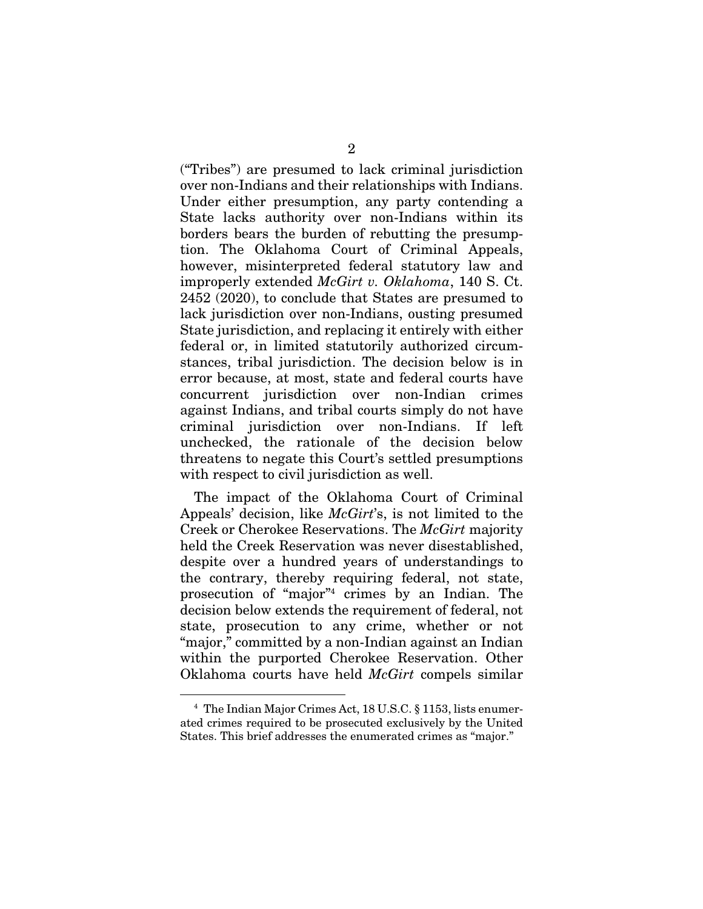("Tribes") are presumed to lack criminal jurisdiction over non-Indians and their relationships with Indians. Under either presumption, any party contending a State lacks authority over non-Indians within its borders bears the burden of rebutting the presumption. The Oklahoma Court of Criminal Appeals, however, misinterpreted federal statutory law and improperly extended *McGirt v. Oklahoma*, 140 S. Ct. 2452 (2020), to conclude that States are presumed to lack jurisdiction over non-Indians, ousting presumed State jurisdiction, and replacing it entirely with either federal or, in limited statutorily authorized circumstances, tribal jurisdiction. The decision below is in error because, at most, state and federal courts have concurrent jurisdiction over non-Indian crimes against Indians, and tribal courts simply do not have criminal jurisdiction over non-Indians. If left unchecked, the rationale of the decision below threatens to negate this Court's settled presumptions with respect to civil jurisdiction as well.

The impact of the Oklahoma Court of Criminal Appeals' decision, like *McGirt*'s, is not limited to the Creek or Cherokee Reservations. The *McGirt* majority held the Creek Reservation was never disestablished, despite over a hundred years of understandings to the contrary, thereby requiring federal, not state, prosecution of "major"[4] crimes by an Indian. The decision below extends the requirement of federal, not state, prosecution to any crime, whether or not "major," committed by a non-Indian against an Indian within the purported Cherokee Reservation. Other Oklahoma courts have held *McGirt* compels similar

[4] The Indian Major Crimes Act, 18 U.S.C. § 1153, lists enumerated crimes required to be prosecuted exclusively by the United States. This brief addresses the enumerated crimes as "major."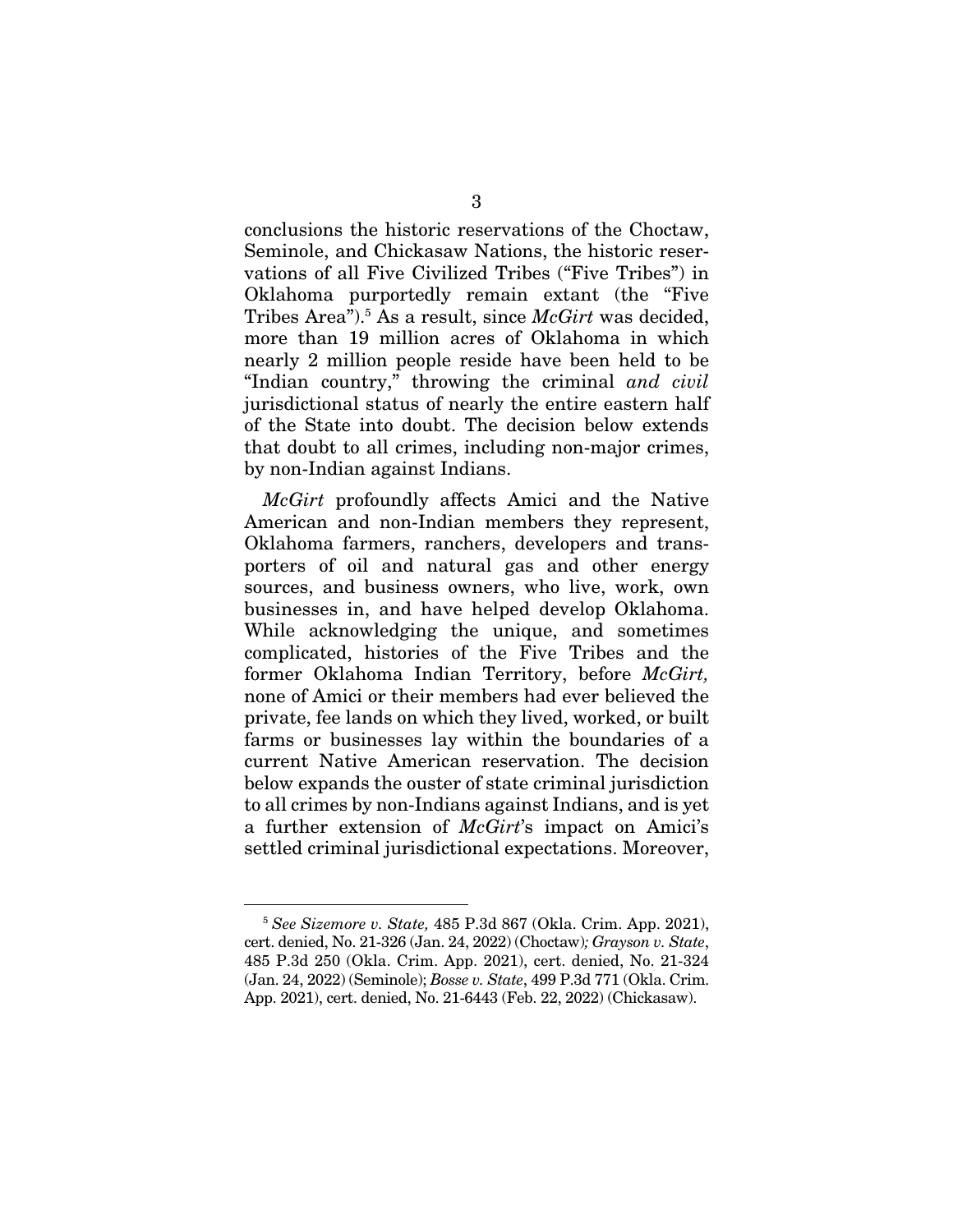conclusions the historic reservations of the Choctaw, Seminole, and Chickasaw Nations, the historic reservations of all Five Civilized Tribes ("Five Tribes") in Oklahoma purportedly remain extant (the "Five Tribes Area").[5] As a result, since *McGirt* was decided, more than 19 million acres of Oklahoma in which nearly 2 million people reside have been held to be "Indian country," throwing the criminal *and civil* jurisdictional status of nearly the entire eastern half of the State into doubt. The decision below extends that doubt to all crimes, including non-major crimes, by non-Indian against Indians.

*McGirt* profoundly affects Amici and the Native American and non-Indian members they represent, Oklahoma farmers, ranchers, developers and transporters of oil and natural gas and other energy sources, and business owners, who live, work, own businesses in, and have helped develop Oklahoma. While acknowledging the unique, and sometimes complicated, histories of the Five Tribes and the former Oklahoma Indian Territory, before *McGirt,* none of Amici or their members had ever believed the private, fee lands on which they lived, worked, or built farms or businesses lay within the boundaries of a current Native American reservation. The decision below expands the ouster of state criminal jurisdiction to all crimes by non-Indians against Indians, and is yet a further extension of *McGirt*'s impact on Amici's settled criminal jurisdictional expectations. Moreover,

---

[5] *See Sizemore v. State,* 485 P.3d 867 (Okla. Crim. App. 2021), cert. denied, No. 21-326 (Jan. 24, 2022) (Choctaw)*; Grayson v. State*, 485 P.3d 250 (Okla. Crim. App. 2021), cert. denied, No. 21-324 (Jan. 24, 2022) (Seminole); *Bosse v. State*, 499 P.3d 771 (Okla. Crim. App. 2021), cert. denied, No. 21-6443 (Feb. 22, 2022) (Chickasaw).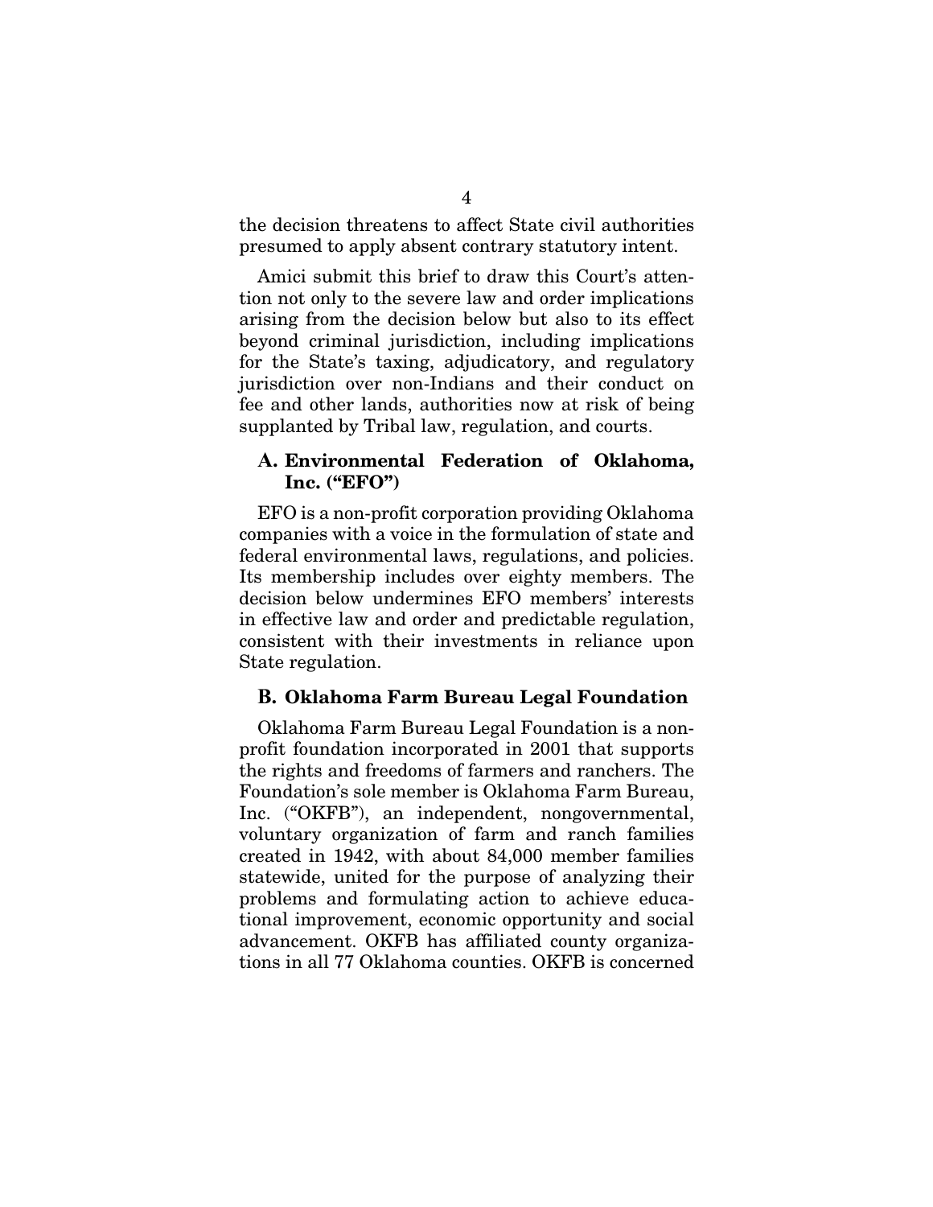the decision threatens to affect State civil authorities presumed to apply absent contrary statutory intent.

Amici submit this brief to draw this Court's attention not only to the severe law and order implications arising from the decision below but also to its effect beyond criminal jurisdiction, including implications for the State's taxing, adjudicatory, and regulatory jurisdiction over non-Indians and their conduct on fee and other lands, authorities now at risk of being supplanted by Tribal law, regulation, and courts.

### A. Environmental Federation of Oklahoma, Inc. ("EFO")

EFO is a non-profit corporation providing Oklahoma companies with a voice in the formulation of state and federal environmental laws, regulations, and policies. Its membership includes over eighty members. The decision below undermines EFO members' interests in effective law and order and predictable regulation, consistent with their investments in reliance upon State regulation.

### B. Oklahoma Farm Bureau Legal Foundation

Oklahoma Farm Bureau Legal Foundation is a non-profit foundation incorporated in 2001 that supports the rights and freedoms of farmers and ranchers. The Foundation's sole member is Oklahoma Farm Bureau, Inc. ("OKFB"), an independent, nongovernmental, voluntary organization of farm and ranch families created in 1942, with about 84,000 member families statewide, united for the purpose of analyzing their problems and formulating action to achieve educational improvement, economic opportunity and social advancement. OKFB has affiliated county organizations in all 77 Oklahoma counties. OKFB is concerned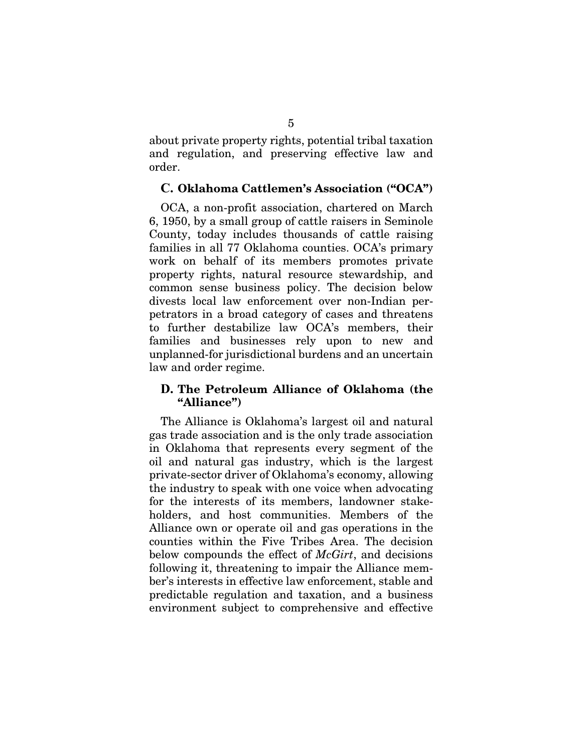about private property rights, potential tribal taxation and regulation, and preserving effective law and order.

### C. Oklahoma Cattlemen's Association ("OCA")

OCA, a non-profit association, chartered on March 6, 1950, by a small group of cattle raisers in Seminole County, today includes thousands of cattle raising families in all 77 Oklahoma counties. OCA's primary work on behalf of its members promotes private property rights, natural resource stewardship, and common sense business policy. The decision below divests local law enforcement over non-Indian perpetrators in a broad category of cases and threatens to further destabilize law OCA's members, their families and businesses rely upon to new and unplanned-for jurisdictional burdens and an uncertain law and order regime.

### D. The Petroleum Alliance of Oklahoma (the "Alliance")

The Alliance is Oklahoma's largest oil and natural gas trade association and is the only trade association in Oklahoma that represents every segment of the oil and natural gas industry, which is the largest private-sector driver of Oklahoma's economy, allowing the industry to speak with one voice when advocating for the interests of its members, landowner stakeholders, and host communities. Members of the Alliance own or operate oil and gas operations in the counties within the Five Tribes Area. The decision below compounds the effect of *McGirt*, and decisions following it, threatening to impair the Alliance member's interests in effective law enforcement, stable and predictable regulation and taxation, and a business environment subject to comprehensive and effective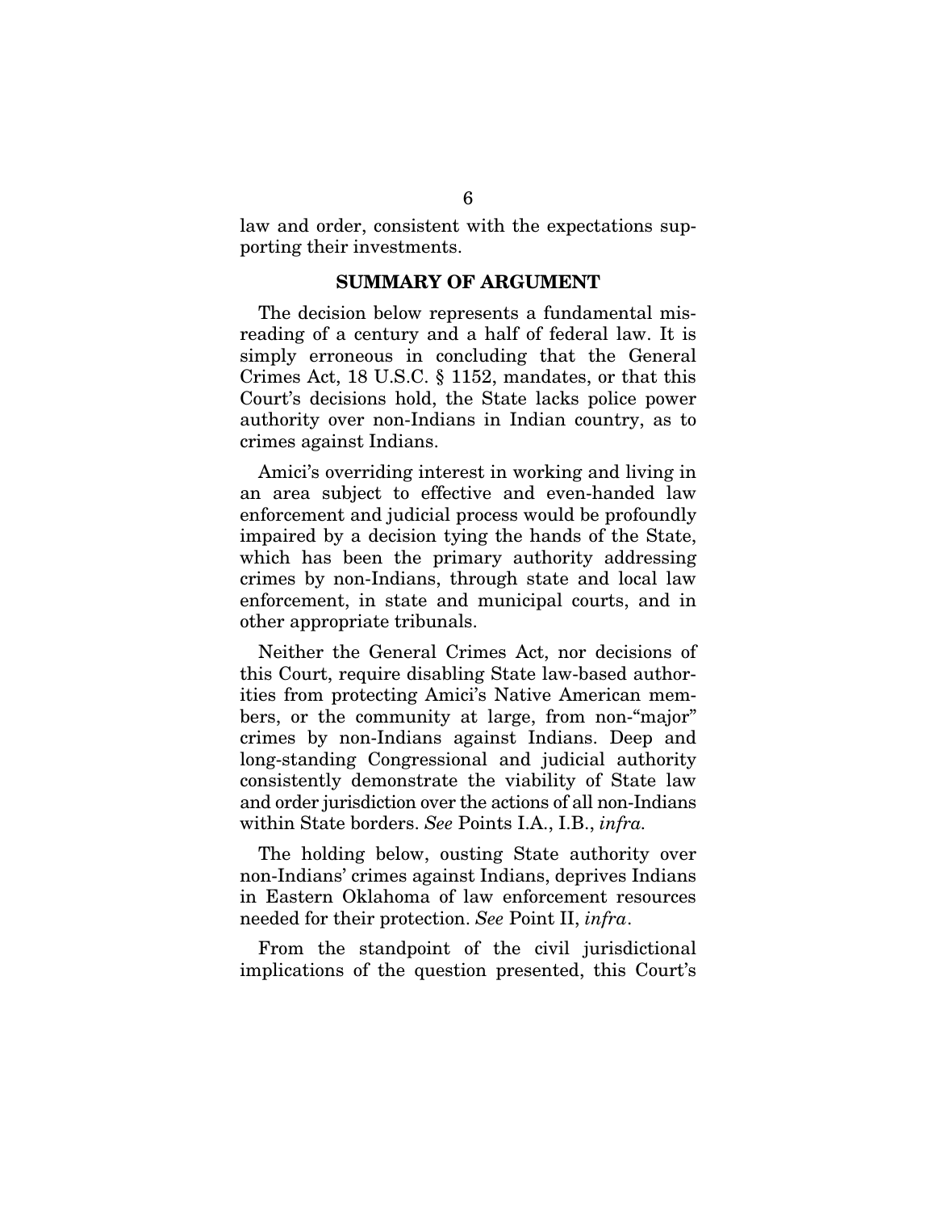law and order, consistent with the expectations supporting their investments.

## SUMMARY OF ARGUMENT

The decision below represents a fundamental misreading of a century and a half of federal law. It is simply erroneous in concluding that the General Crimes Act, 18 U.S.C. § 1152, mandates, or that this Court's decisions hold, the State lacks police power authority over non-Indians in Indian country, as to crimes against Indians.

Amici's overriding interest in working and living in an area subject to effective and even-handed law enforcement and judicial process would be profoundly impaired by a decision tying the hands of the State, which has been the primary authority addressing crimes by non-Indians, through state and local law enforcement, in state and municipal courts, and in other appropriate tribunals.

Neither the General Crimes Act, nor decisions of this Court, require disabling State law-based authorities from protecting Amici's Native American members, or the community at large, from non-"major" crimes by non-Indians against Indians. Deep and long-standing Congressional and judicial authority consistently demonstrate the viability of State law and order jurisdiction over the actions of all non-Indians within State borders. *See* Points I.A., I.B., *infra.*

The holding below, ousting State authority over non-Indians' crimes against Indians, deprives Indians in Eastern Oklahoma of law enforcement resources needed for their protection. *See* Point II, *infra*.

From the standpoint of the civil jurisdictional implications of the question presented, this Court's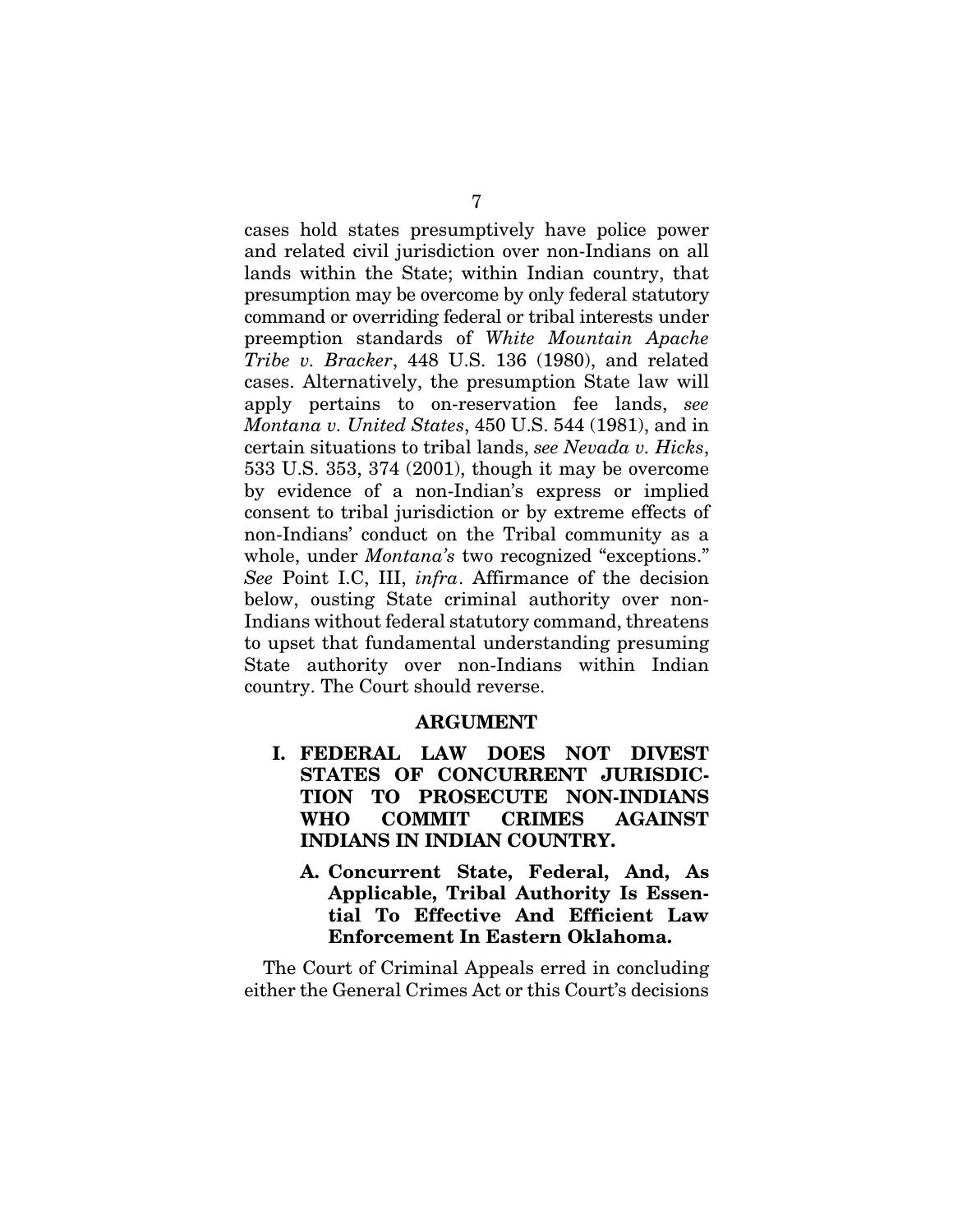cases hold states presumptively have police power and related civil jurisdiction over non-Indians on all lands within the State; within Indian country, that presumption may be overcome by only federal statutory command or overriding federal or tribal interests under preemption standards of *White Mountain Apache Tribe v. Bracker*, 448 U.S. 136 (1980), and related cases. Alternatively, the presumption State law will apply pertains to on-reservation fee lands, *see Montana v. United States*, 450 U.S. 544 (1981), and in certain situations to tribal lands, *see Nevada v. Hicks*, 533 U.S. 353, 374 (2001), though it may be overcome by evidence of a non-Indian's express or implied consent to tribal jurisdiction or by extreme effects of non-Indians' conduct on the Tribal community as a whole, under *Montana's* two recognized "exceptions." *See* Point I.C, III, *infra*. Affirmance of the decision below, ousting State criminal authority over non-Indians without federal statutory command, threatens to upset that fundamental understanding presuming State authority over non-Indians within Indian country. The Court should reverse.

## ARGUMENT

### I. FEDERAL LAW DOES NOT DIVEST STATES OF CONCURRENT JURISDICTION TO PROSECUTE NON-INDIANS WHO COMMIT CRIMES AGAINST INDIANS IN INDIAN COUNTRY.

#### A. Concurrent State, Federal, And, As Applicable, Tribal Authority Is Essential To Effective And Efficient Law Enforcement In Eastern Oklahoma.

The Court of Criminal Appeals erred in concluding either the General Crimes Act or this Court's decisions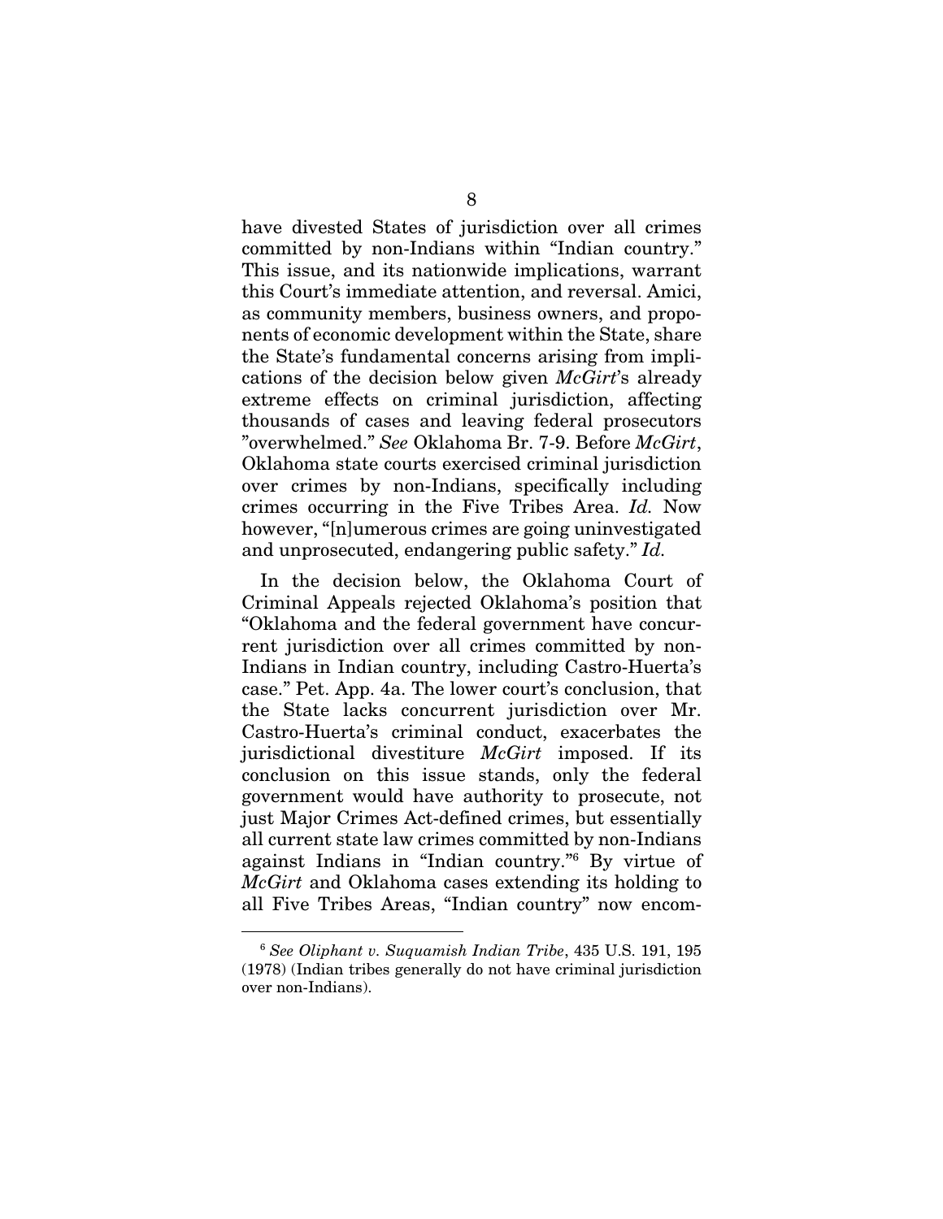have divested States of jurisdiction over all crimes committed by non-Indians within "Indian country." This issue, and its nationwide implications, warrant this Court's immediate attention, and reversal. Amici, as community members, business owners, and proponents of economic development within the State, share the State's fundamental concerns arising from implications of the decision below given *McGirt*'s already extreme effects on criminal jurisdiction, affecting thousands of cases and leaving federal prosecutors "overwhelmed." *See* Oklahoma Br. 7-9. Before *McGirt*, Oklahoma state courts exercised criminal jurisdiction over crimes by non-Indians, specifically including crimes occurring in the Five Tribes Area. *Id.* Now however, "[n]umerous crimes are going uninvestigated and unprosecuted, endangering public safety." *Id.*

In the decision below, the Oklahoma Court of Criminal Appeals rejected Oklahoma's position that "Oklahoma and the federal government have concurrent jurisdiction over all crimes committed by non-Indians in Indian country, including Castro-Huerta's case." Pet. App. 4a. The lower court's conclusion, that the State lacks concurrent jurisdiction over Mr. Castro-Huerta's criminal conduct, exacerbates the jurisdictional divestiture *McGirt* imposed. If its conclusion on this issue stands, only the federal government would have authority to prosecute, not just Major Crimes Act-defined crimes, but essentially all current state law crimes committed by non-Indians against Indians in "Indian country."[6] By virtue of *McGirt* and Oklahoma cases extending its holding to all Five Tribes Areas, "Indian country" now encom-

[6] *See Oliphant v. Suquamish Indian Tribe*, 435 U.S. 191, 195 (1978) (Indian tribes generally do not have criminal jurisdiction over non-Indians).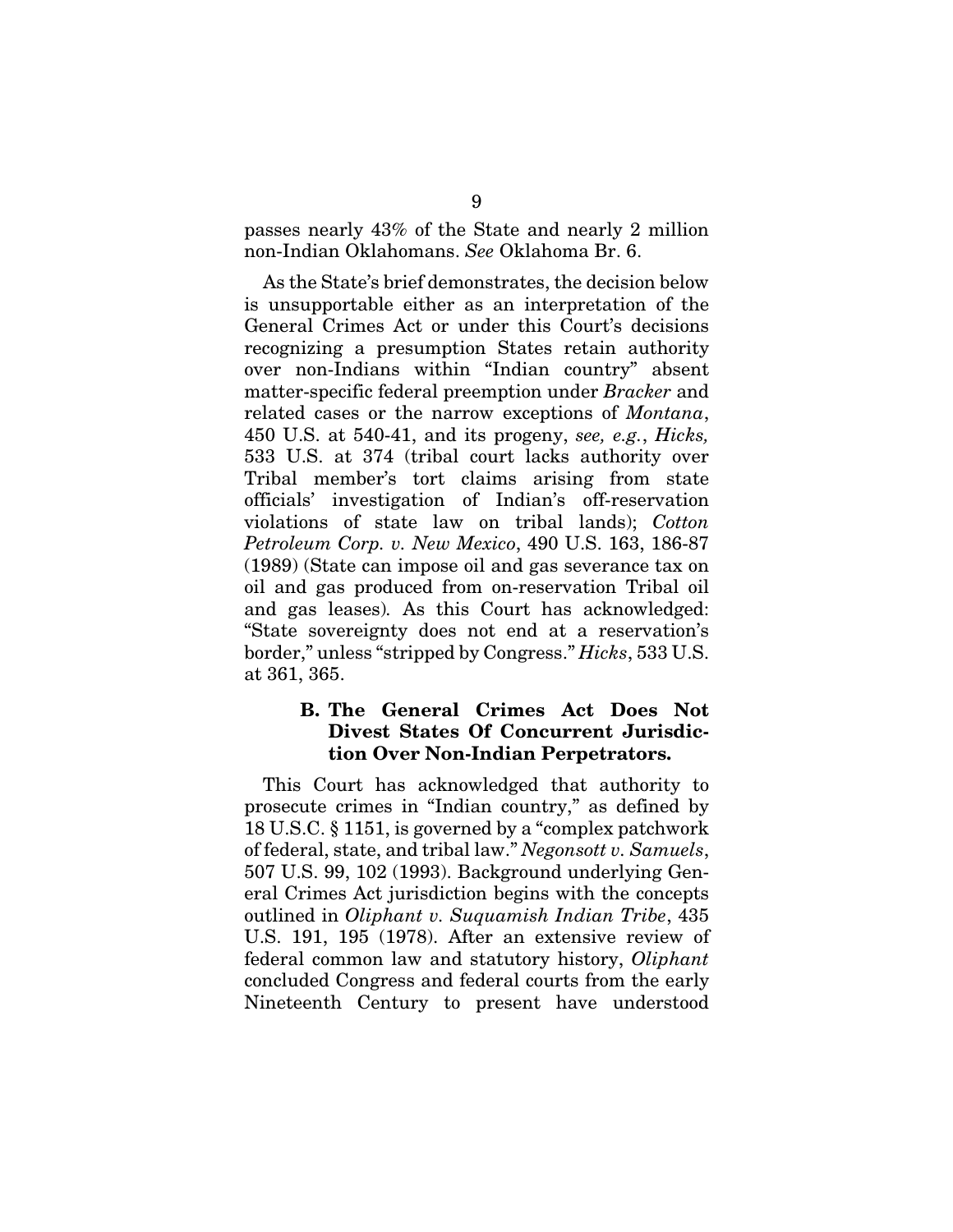passes nearly 43% of the State and nearly 2 million non-Indian Oklahomans. *See* Oklahoma Br. 6.

As the State's brief demonstrates, the decision below is unsupportable either as an interpretation of the General Crimes Act or under this Court's decisions recognizing a presumption States retain authority over non-Indians within "Indian country" absent matter-specific federal preemption under *Bracker* and related cases or the narrow exceptions of *Montana*, 450 U.S. at 540-41, and its progeny, *see, e.g.*, *Hicks,* 533 U.S. at 374 (tribal court lacks authority over Tribal member's tort claims arising from state officials' investigation of Indian's off-reservation violations of state law on tribal lands); *Cotton Petroleum Corp. v. New Mexico*, 490 U.S. 163, 186-87 (1989) (State can impose oil and gas severance tax on oil and gas produced from on-reservation Tribal oil and gas leases). As this Court has acknowledged: "State sovereignty does not end at a reservation's border," unless "stripped by Congress." *Hicks*, 533 U.S. at 361, 365.

### B. The General Crimes Act Does Not Divest States Of Concurrent Jurisdiction Over Non-Indian Perpetrators.

This Court has acknowledged that authority to prosecute crimes in "Indian country," as defined by 18 U.S.C. § 1151, is governed by a "complex patchwork of federal, state, and tribal law." *Negonsott v. Samuels*, 507 U.S. 99, 102 (1993). Background underlying General Crimes Act jurisdiction begins with the concepts outlined in *Oliphant v. Suquamish Indian Tribe*, 435 U.S. 191, 195 (1978). After an extensive review of federal common law and statutory history, *Oliphant* concluded Congress and federal courts from the early Nineteenth Century to present have understood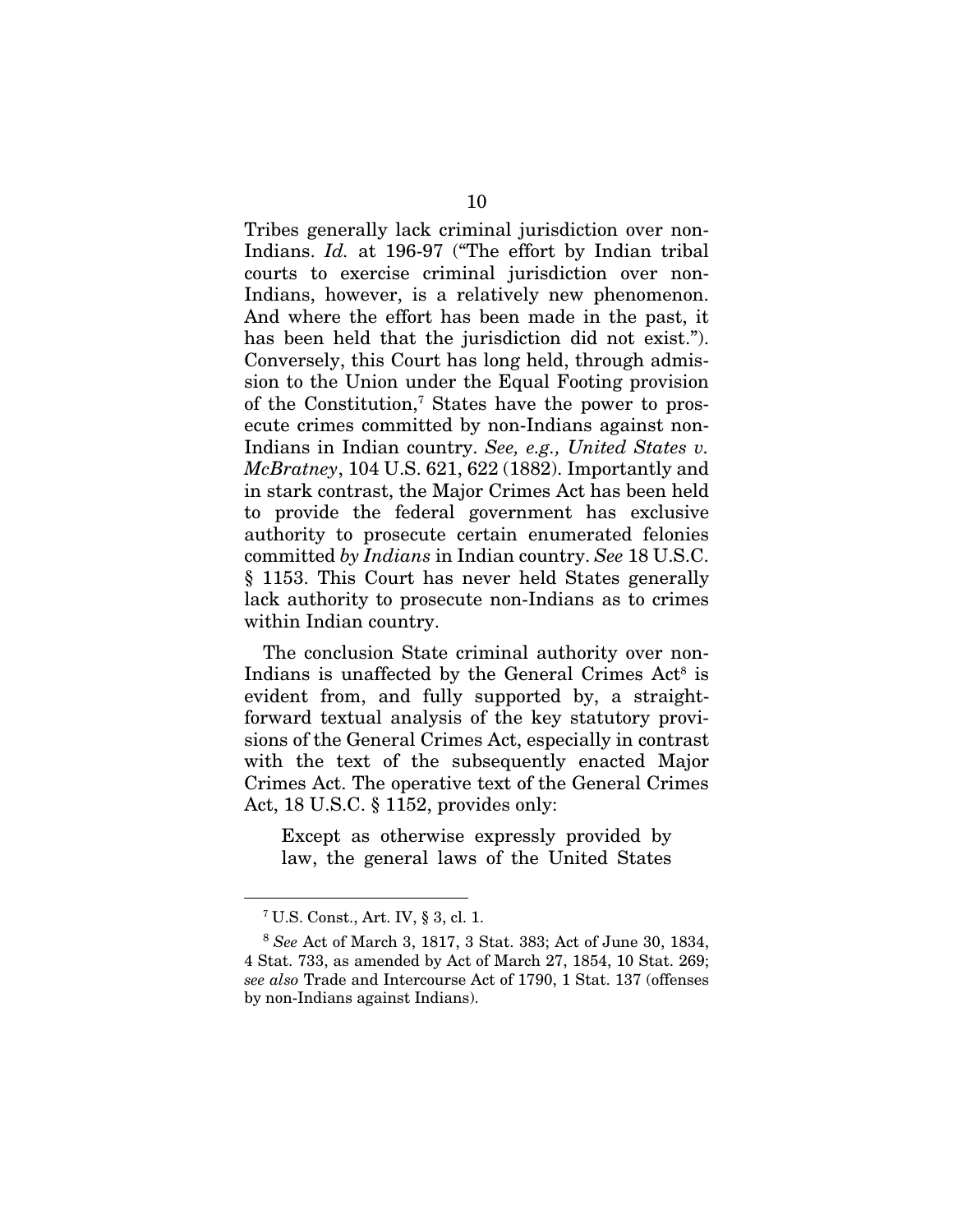Tribes generally lack criminal jurisdiction over non-Indians. *Id.* at 196-97 ("The effort by Indian tribal courts to exercise criminal jurisdiction over non-Indians, however, is a relatively new phenomenon. And where the effort has been made in the past, it has been held that the jurisdiction did not exist."). Conversely, this Court has long held, through admission to the Union under the Equal Footing provision of the Constitution,[7] States have the power to prosecute crimes committed by non-Indians against non-Indians in Indian country. *See, e.g., United States v. McBratney*, 104 U.S. 621, 622 (1882). Importantly and in stark contrast, the Major Crimes Act has been held to provide the federal government has exclusive authority to prosecute certain enumerated felonies committed *by Indians* in Indian country. *See* 18 U.S.C. § 1153. This Court has never held States generally lack authority to prosecute non-Indians as to crimes within Indian country.

The conclusion State criminal authority over non-Indians is unaffected by the General Crimes Act[8] is evident from, and fully supported by, a straightforward textual analysis of the key statutory provisions of the General Crimes Act, especially in contrast with the text of the subsequently enacted Major Crimes Act. The operative text of the General Crimes Act, 18 U.S.C. § 1152, provides only:

> Except as otherwise expressly provided by law, the general laws of the United States

---

[7] U.S. Const., Art. IV, § 3, cl. 1.

[8] *See* Act of March 3, 1817, 3 Stat. 383; Act of June 30, 1834, 4 Stat. 733, as amended by Act of March 27, 1854, 10 Stat. 269; *see also* Trade and Intercourse Act of 1790, 1 Stat. 137 (offenses by non-Indians against Indians).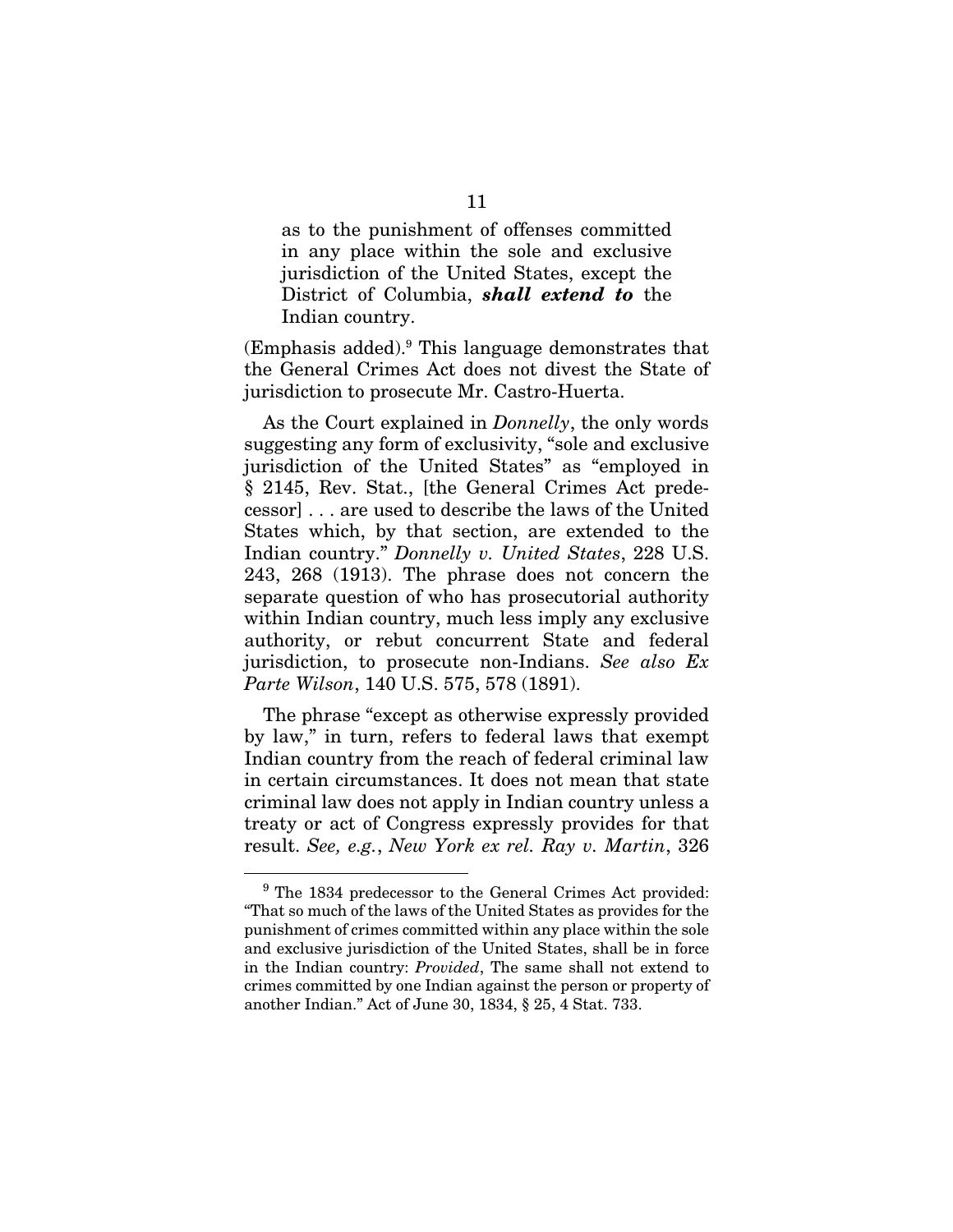> as to the punishment of offenses committed in any place within the sole and exclusive jurisdiction of the United States, except the District of Columbia, ***shall extend to*** the Indian country.

(Emphasis added).[9] This language demonstrates that the General Crimes Act does not divest the State of jurisdiction to prosecute Mr. Castro-Huerta.

As the Court explained in *Donnelly*, the only words suggesting any form of exclusivity, "sole and exclusive jurisdiction of the United States" as "employed in § 2145, Rev. Stat., [the General Crimes Act predecessor] . . . are used to describe the laws of the United States which, by that section, are extended to the Indian country." *Donnelly v. United States*, 228 U.S. 243, 268 (1913). The phrase does not concern the separate question of who has prosecutorial authority within Indian country, much less imply any exclusive authority, or rebut concurrent State and federal jurisdiction, to prosecute non-Indians. *See also Ex Parte Wilson*, 140 U.S. 575, 578 (1891).

The phrase "except as otherwise expressly provided by law," in turn, refers to federal laws that exempt Indian country from the reach of federal criminal law in certain circumstances. It does not mean that state criminal law does not apply in Indian country unless a treaty or act of Congress expressly provides for that result. *See, e.g.*, *New York ex rel. Ray v. Martin*, 326

---

[9] The 1834 predecessor to the General Crimes Act provided: "That so much of the laws of the United States as provides for the punishment of crimes committed within any place within the sole and exclusive jurisdiction of the United States, shall be in force in the Indian country: *Provided*, The same shall not extend to crimes committed by one Indian against the person or property of another Indian." Act of June 30, 1834, § 25, 4 Stat. 733.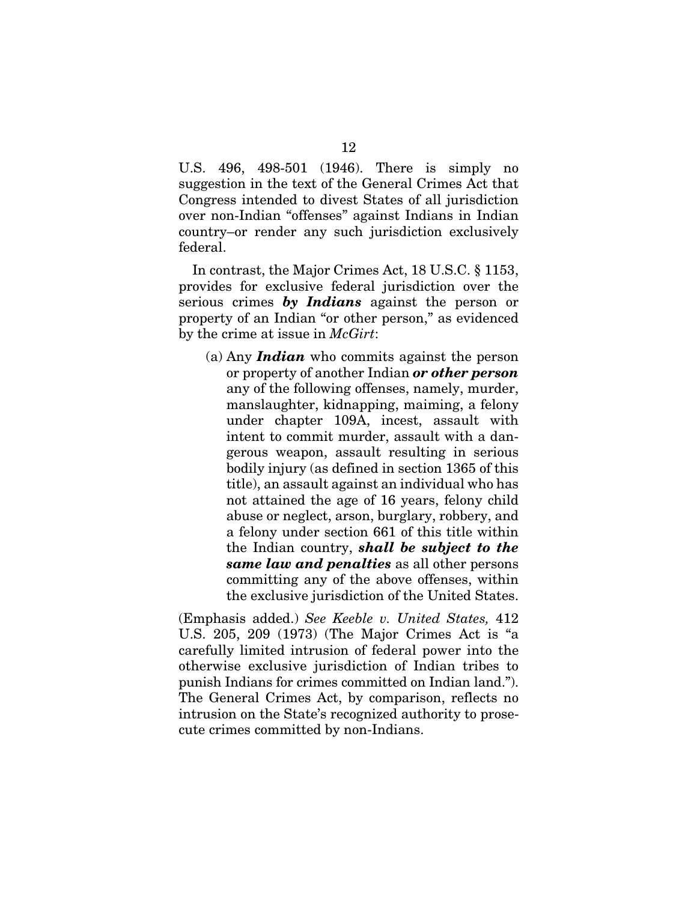U.S. 496, 498-501 (1946). There is simply no suggestion in the text of the General Crimes Act that Congress intended to divest States of all jurisdiction over non-Indian "offenses" against Indians in Indian country–or render any such jurisdiction exclusively federal.

In contrast, the Major Crimes Act, 18 U.S.C. § 1153, provides for exclusive federal jurisdiction over the serious crimes ***by Indians*** against the person or property of an Indian "or other person," as evidenced by the crime at issue in *McGirt*:

> (a) Any ***Indian*** who commits against the person or property of another Indian ***or other person*** any of the following offenses, namely, murder, manslaughter, kidnapping, maiming, a felony under chapter 109A, incest, assault with intent to commit murder, assault with a dangerous weapon, assault resulting in serious bodily injury (as defined in section 1365 of this title), an assault against an individual who has not attained the age of 16 years, felony child abuse or neglect, arson, burglary, robbery, and a felony under section 661 of this title within the Indian country, ***shall be subject to the same law and penalties*** as all other persons committing any of the above offenses, within the exclusive jurisdiction of the United States.

(Emphasis added.) *See Keeble v. United States,* 412 U.S. 205, 209 (1973) (The Major Crimes Act is "a carefully limited intrusion of federal power into the otherwise exclusive jurisdiction of Indian tribes to punish Indians for crimes committed on Indian land."). The General Crimes Act, by comparison, reflects no intrusion on the State's recognized authority to prosecute crimes committed by non-Indians.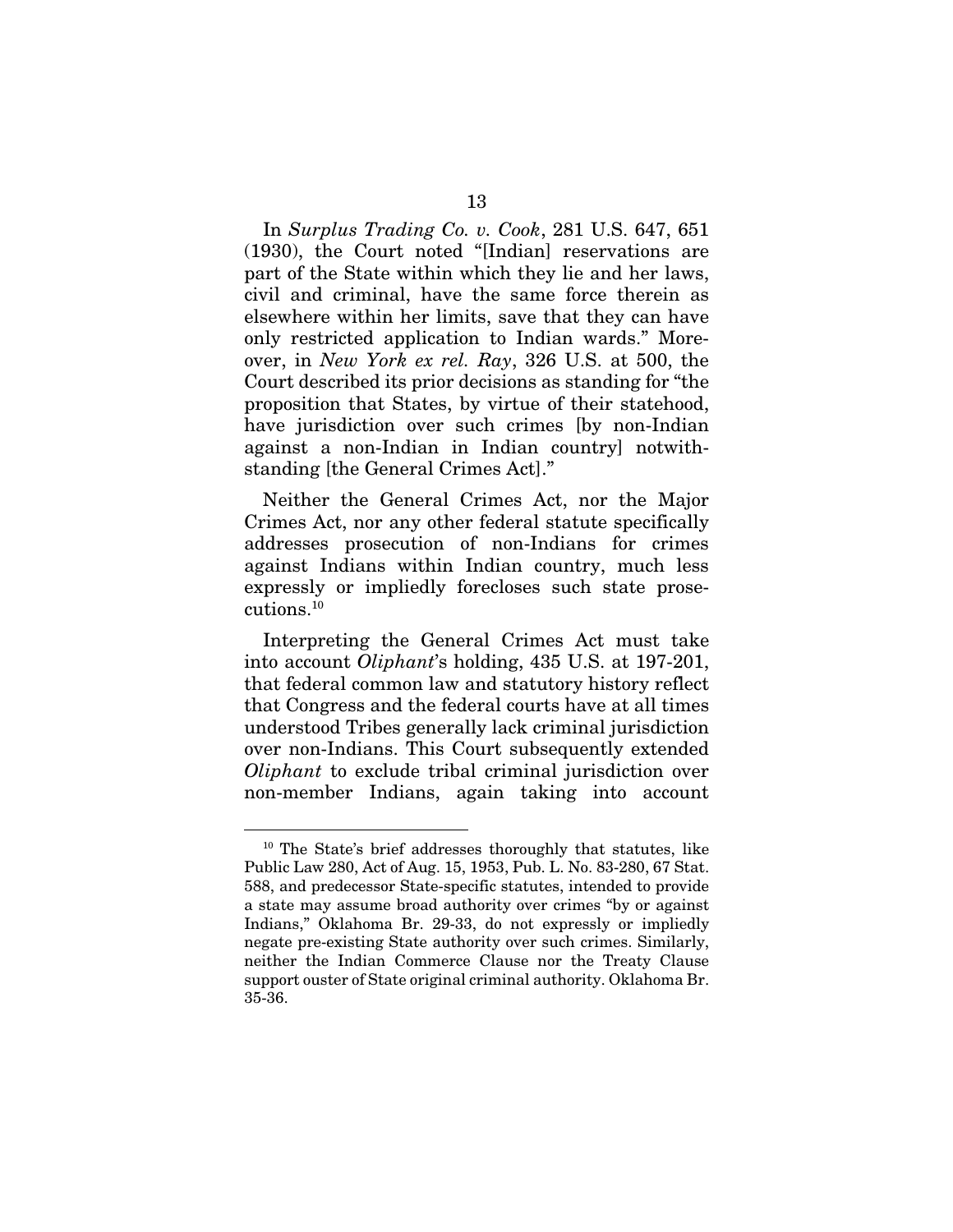In *Surplus Trading Co. v. Cook*, 281 U.S. 647, 651 (1930), the Court noted "[Indian] reservations are part of the State within which they lie and her laws, civil and criminal, have the same force therein as elsewhere within her limits, save that they can have only restricted application to Indian wards." Moreover, in *New York ex rel. Ray*, 326 U.S. at 500, the Court described its prior decisions as standing for "the proposition that States, by virtue of their statehood, have jurisdiction over such crimes [by non-Indian against a non-Indian in Indian country] notwithstanding [the General Crimes Act]."

Neither the General Crimes Act, nor the Major Crimes Act, nor any other federal statute specifically addresses prosecution of non-Indians for crimes against Indians within Indian country, much less expressly or impliedly forecloses such state prosecutions.[10]

Interpreting the General Crimes Act must take into account *Oliphant*'s holding, 435 U.S. at 197-201, that federal common law and statutory history reflect that Congress and the federal courts have at all times understood Tribes generally lack criminal jurisdiction over non-Indians. This Court subsequently extended *Oliphant* to exclude tribal criminal jurisdiction over non-member Indians, again taking into account

---

[10] The State's brief addresses thoroughly that statutes, like Public Law 280, Act of Aug. 15, 1953, Pub. L. No. 83-280, 67 Stat. 588, and predecessor State-specific statutes, intended to provide a state may assume broad authority over crimes "by or against Indians," Oklahoma Br. 29-33, do not expressly or impliedly negate pre-existing State authority over such crimes. Similarly, neither the Indian Commerce Clause nor the Treaty Clause support ouster of State original criminal authority. Oklahoma Br. 35-36.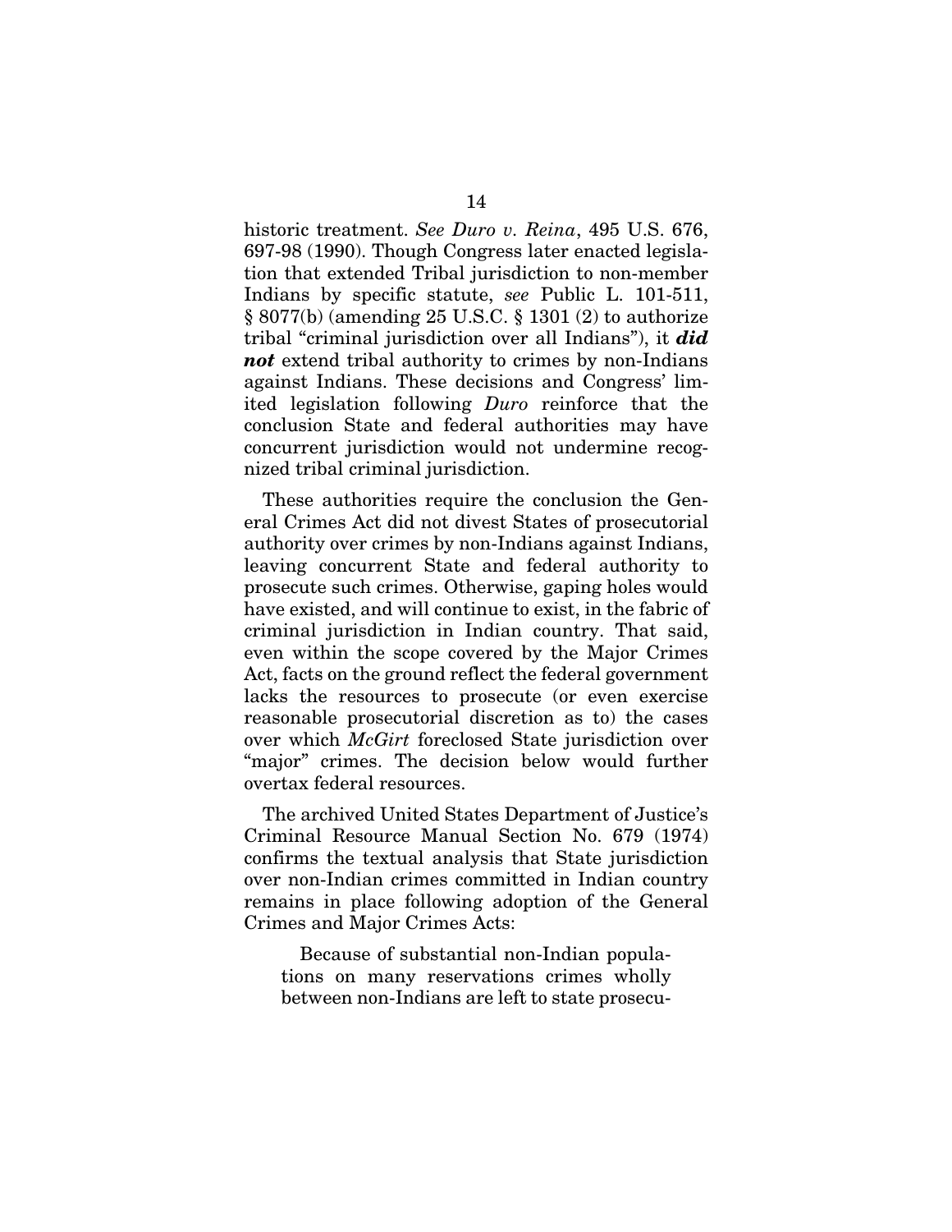historic treatment. *See Duro v. Reina*, 495 U.S. 676, 697-98 (1990). Though Congress later enacted legislation that extended Tribal jurisdiction to non-member Indians by specific statute, *see* Public L. 101-511, § 8077(b) (amending 25 U.S.C. § 1301 (2) to authorize tribal "criminal jurisdiction over all Indians"), it ***did not*** extend tribal authority to crimes by non-Indians against Indians. These decisions and Congress' limited legislation following *Duro* reinforce that the conclusion State and federal authorities may have concurrent jurisdiction would not undermine recognized tribal criminal jurisdiction.

These authorities require the conclusion the General Crimes Act did not divest States of prosecutorial authority over crimes by non-Indians against Indians, leaving concurrent State and federal authority to prosecute such crimes. Otherwise, gaping holes would have existed, and will continue to exist, in the fabric of criminal jurisdiction in Indian country. That said, even within the scope covered by the Major Crimes Act, facts on the ground reflect the federal government lacks the resources to prosecute (or even exercise reasonable prosecutorial discretion as to) the cases over which *McGirt* foreclosed State jurisdiction over "major" crimes. The decision below would further overtax federal resources.

The archived United States Department of Justice's Criminal Resource Manual Section No. 679 (1974) confirms the textual analysis that State jurisdiction over non-Indian crimes committed in Indian country remains in place following adoption of the General Crimes and Major Crimes Acts:

> Because of substantial non-Indian populations on many reservations crimes wholly between non-Indians are left to state prosecu-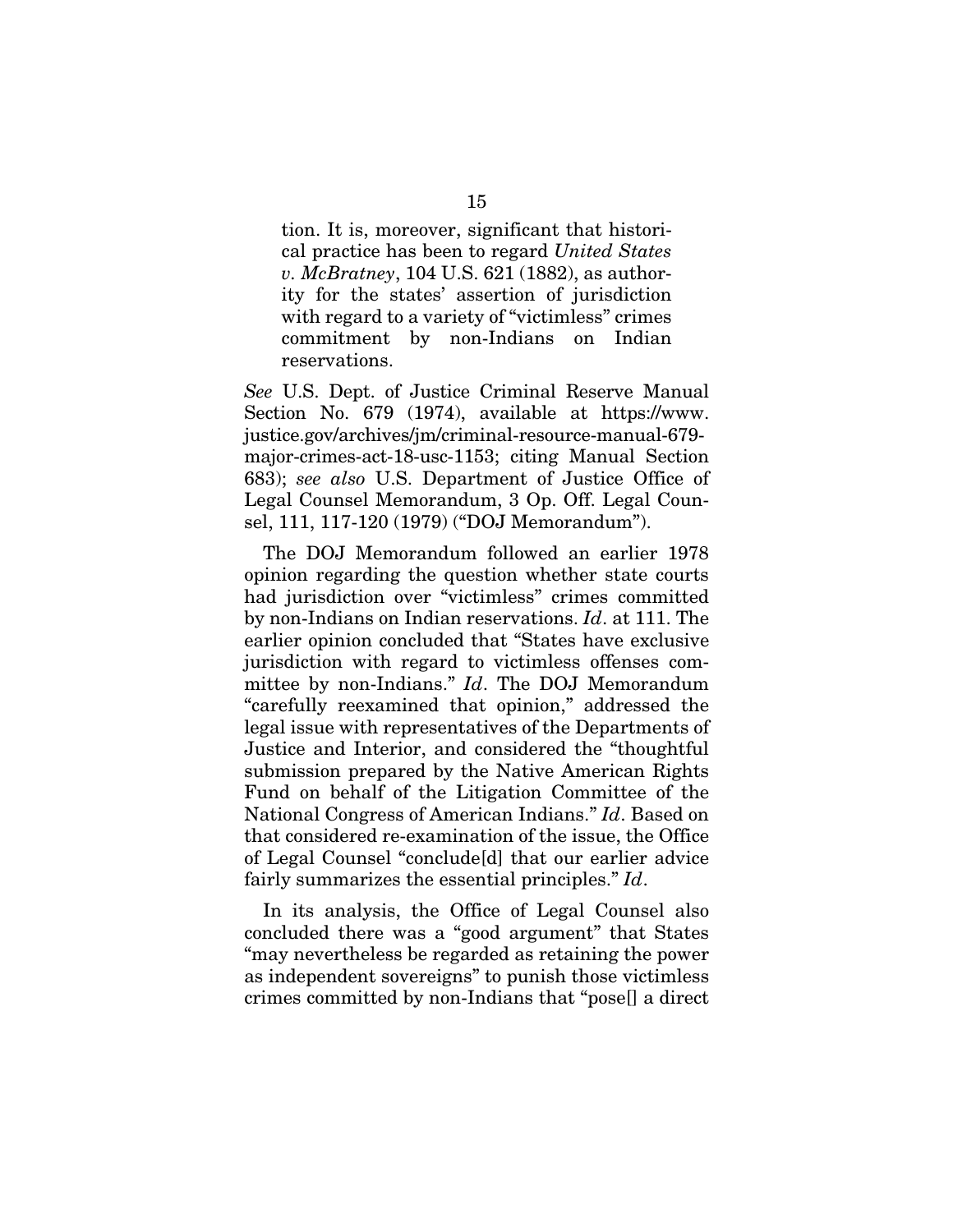> tion. It is, moreover, significant that historical practice has been to regard *United States v. McBratney*, 104 U.S. 621 (1882), as authority for the states' assertion of jurisdiction with regard to a variety of "victimless" crimes commitment by non-Indians on Indian reservations.

*See* U.S. Dept. of Justice Criminal Reserve Manual Section No. 679 (1974), available at https://www.justice.gov/archives/jm/criminal-resource-manual-679-major-crimes-act-18-usc-1153; citing Manual Section 683); *see also* U.S. Department of Justice Office of Legal Counsel Memorandum, 3 Op. Off. Legal Counsel, 111, 117-120 (1979) ("DOJ Memorandum").

The DOJ Memorandum followed an earlier 1978 opinion regarding the question whether state courts had jurisdiction over "victimless" crimes committed by non-Indians on Indian reservations. *Id*. at 111. The earlier opinion concluded that "States have exclusive jurisdiction with regard to victimless offenses committee by non-Indians." *Id*. The DOJ Memorandum "carefully reexamined that opinion," addressed the legal issue with representatives of the Departments of Justice and Interior, and considered the "thoughtful submission prepared by the Native American Rights Fund on behalf of the Litigation Committee of the National Congress of American Indians." *Id*. Based on that considered re-examination of the issue, the Office of Legal Counsel "conclude[d] that our earlier advice fairly summarizes the essential principles." *Id*.

In its analysis, the Office of Legal Counsel also concluded there was a "good argument" that States "may nevertheless be regarded as retaining the power as independent sovereigns" to punish those victimless crimes committed by non-Indians that "pose[] a direct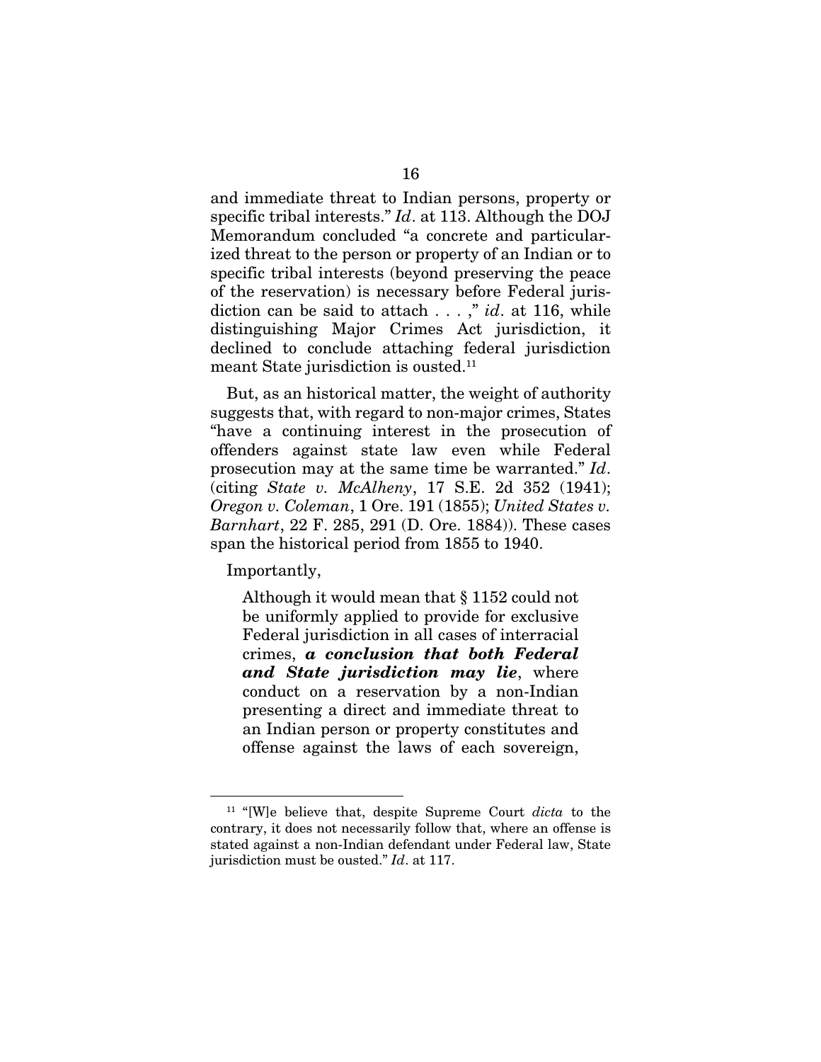and immediate threat to Indian persons, property or specific tribal interests." *Id*. at 113. Although the DOJ Memorandum concluded "a concrete and particularized threat to the person or property of an Indian or to specific tribal interests (beyond preserving the peace of the reservation) is necessary before Federal jurisdiction can be said to attach . . . ," *id*. at 116, while distinguishing Major Crimes Act jurisdiction, it declined to conclude attaching federal jurisdiction meant State jurisdiction is ousted.[11]

But, as an historical matter, the weight of authority suggests that, with regard to non-major crimes, States "have a continuing interest in the prosecution of offenders against state law even while Federal prosecution may at the same time be warranted." *Id*. (citing *State v. McAlheny*, 17 S.E. 2d 352 (1941); *Oregon v. Coleman*, 1 Ore. 191 (1855); *United States v. Barnhart*, 22 F. 285, 291 (D. Ore. 1884)). These cases span the historical period from 1855 to 1940.

Importantly,

> Although it would mean that § 1152 could not be uniformly applied to provide for exclusive Federal jurisdiction in all cases of interracial crimes, ***a conclusion that both Federal and State jurisdiction may lie***, where conduct on a reservation by a non-Indian presenting a direct and immediate threat to an Indian person or property constitutes and offense against the laws of each sovereign,

---

[11] "[W]e believe that, despite Supreme Court *dicta* to the contrary, it does not necessarily follow that, where an offense is stated against a non-Indian defendant under Federal law, State jurisdiction must be ousted." *Id*. at 117.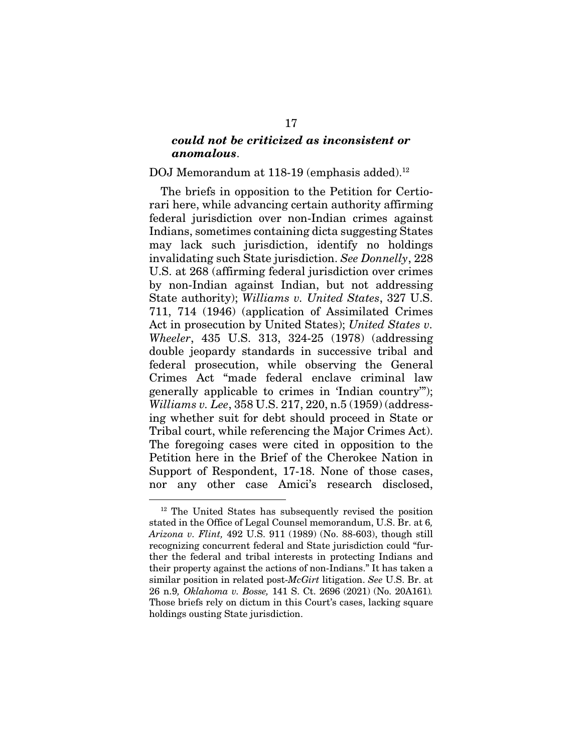> ***could not be criticized as inconsistent or anomalous*.**

DOJ Memorandum at 118-19 (emphasis added).[12]

The briefs in opposition to the Petition for Certiorari here, while advancing certain authority affirming federal jurisdiction over non-Indian crimes against Indians, sometimes containing dicta suggesting States may lack such jurisdiction, identify no holdings invalidating such State jurisdiction. *See Donnelly*, 228 U.S. at 268 (affirming federal jurisdiction over crimes by non-Indian against Indian, but not addressing State authority); *Williams v. United States*, 327 U.S. 711, 714 (1946) (application of Assimilated Crimes Act in prosecution by United States); *United States v. Wheeler*, 435 U.S. 313, 324-25 (1978) (addressing double jeopardy standards in successive tribal and federal prosecution, while observing the General Crimes Act "made federal enclave criminal law generally applicable to crimes in 'Indian country'"); *Williams v. Lee*, 358 U.S. 217, 220, n.5 (1959) (addressing whether suit for debt should proceed in State or Tribal court, while referencing the Major Crimes Act). The foregoing cases were cited in opposition to the Petition here in the Brief of the Cherokee Nation in Support of Respondent, 17-18. None of those cases, nor any other case Amici's research disclosed,

---

[12] The United States has subsequently revised the position stated in the Office of Legal Counsel memorandum, U.S. Br. at 6*, Arizona v. Flint,* 492 U.S. 911 (1989) (No. 88-603), though still recognizing concurrent federal and State jurisdiction could "further the federal and tribal interests in protecting Indians and their property against the actions of non-Indians." It has taken a similar position in related post-*McGirt* litigation. *See* U.S. Br. at 26 n.9*, Oklahoma v. Bosse,* 141 S. Ct. 2696 (2021) (No. 20A161)*.* Those briefs rely on dictum in this Court's cases, lacking square holdings ousting State jurisdiction.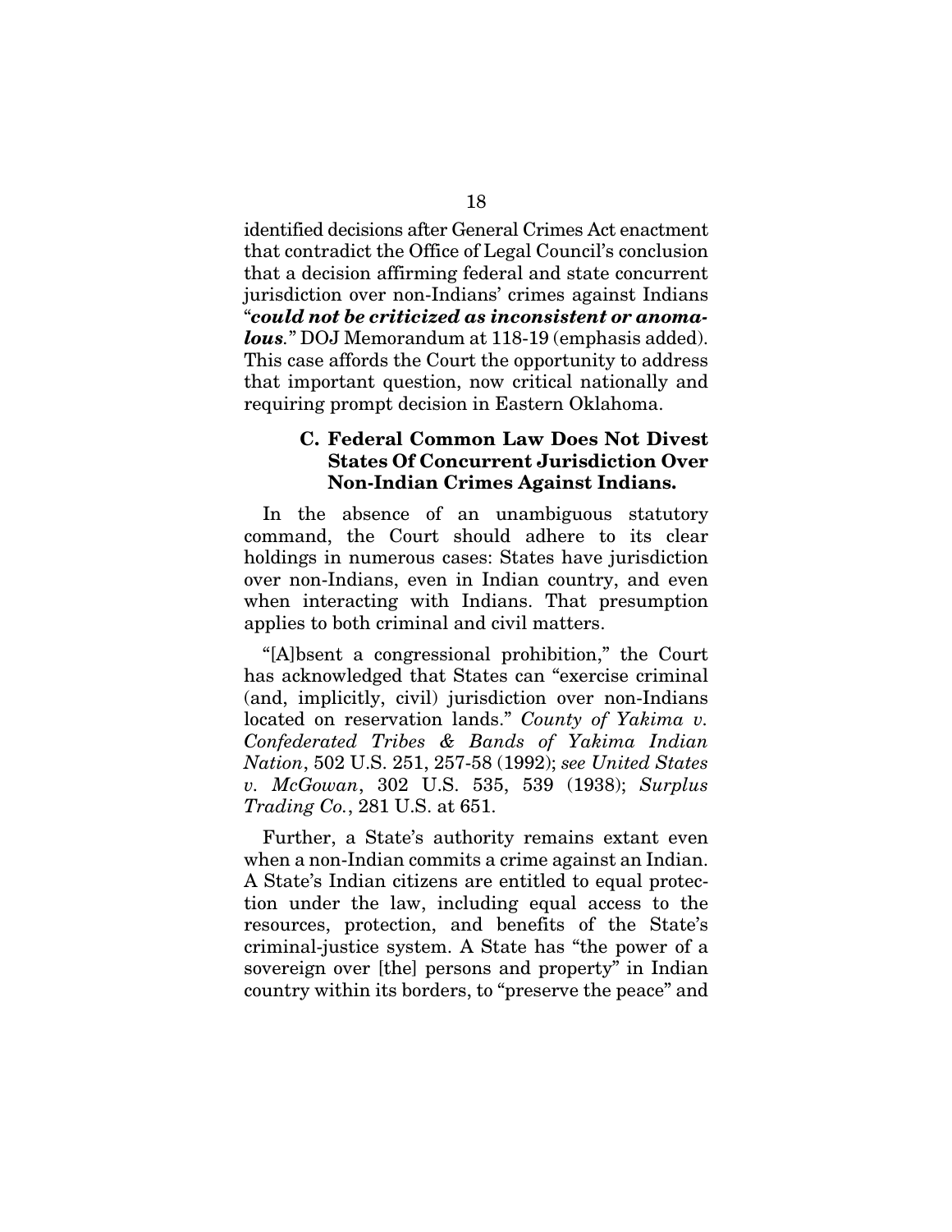identified decisions after General Crimes Act enactment that contradict the Office of Legal Council's conclusion that a decision affirming federal and state concurrent jurisdiction over non-Indians' crimes against Indians "***could not be criticized as inconsistent or anomalous***." DOJ Memorandum at 118-19 (emphasis added). This case affords the Court the opportunity to address that important question, now critical nationally and requiring prompt decision in Eastern Oklahoma.

### C. Federal Common Law Does Not Divest States Of Concurrent Jurisdiction Over Non-Indian Crimes Against Indians.

In the absence of an unambiguous statutory command, the Court should adhere to its clear holdings in numerous cases: States have jurisdiction over non-Indians, even in Indian country, and even when interacting with Indians. That presumption applies to both criminal and civil matters.

"[A]bsent a congressional prohibition," the Court has acknowledged that States can "exercise criminal (and, implicitly, civil) jurisdiction over non-Indians located on reservation lands." *County of Yakima v. Confederated Tribes & Bands of Yakima Indian Nation*, 502 U.S. 251, 257-58 (1992); *see United States v. McGowan*, 302 U.S. 535, 539 (1938); *Surplus Trading Co.*, 281 U.S. at 651.

Further, a State's authority remains extant even when a non-Indian commits a crime against an Indian. A State's Indian citizens are entitled to equal protection under the law, including equal access to the resources, protection, and benefits of the State's criminal-justice system. A State has "the power of a sovereign over [the] persons and property" in Indian country within its borders, to "preserve the peace" and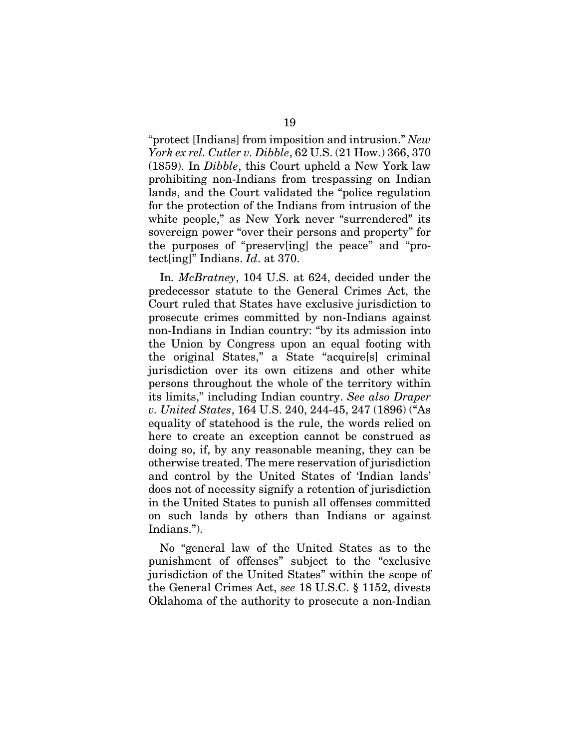"protect [Indians] from imposition and intrusion." *New York ex rel. Cutler v. Dibble*, 62 U.S. (21 How.) 366, 370 (1859). In *Dibble*, this Court upheld a New York law prohibiting non-Indians from trespassing on Indian lands, and the Court validated the "police regulation for the protection of the Indians from intrusion of the white people," as New York never "surrendered" its sovereign power "over their persons and property" for the purposes of "preserv[ing] the peace" and "protect[ing]" Indians. *Id*. at 370.

In *McBratney*, 104 U.S. at 624, decided under the predecessor statute to the General Crimes Act, the Court ruled that States have exclusive jurisdiction to prosecute crimes committed by non-Indians against non-Indians in Indian country: "by its admission into the Union by Congress upon an equal footing with the original States," a State "acquire[s] criminal jurisdiction over its own citizens and other white persons throughout the whole of the territory within its limits," including Indian country. *See also Draper v. United States*, 164 U.S. 240, 244-45, 247 (1896) ("As equality of statehood is the rule, the words relied on here to create an exception cannot be construed as doing so, if, by any reasonable meaning, they can be otherwise treated. The mere reservation of jurisdiction and control by the United States of 'Indian lands' does not of necessity signify a retention of jurisdiction in the United States to punish all offenses committed on such lands by others than Indians or against Indians.").

No "general law of the United States as to the punishment of offenses" subject to the "exclusive jurisdiction of the United States" within the scope of the General Crimes Act, *see* 18 U.S.C. § 1152, divests Oklahoma of the authority to prosecute a non-Indian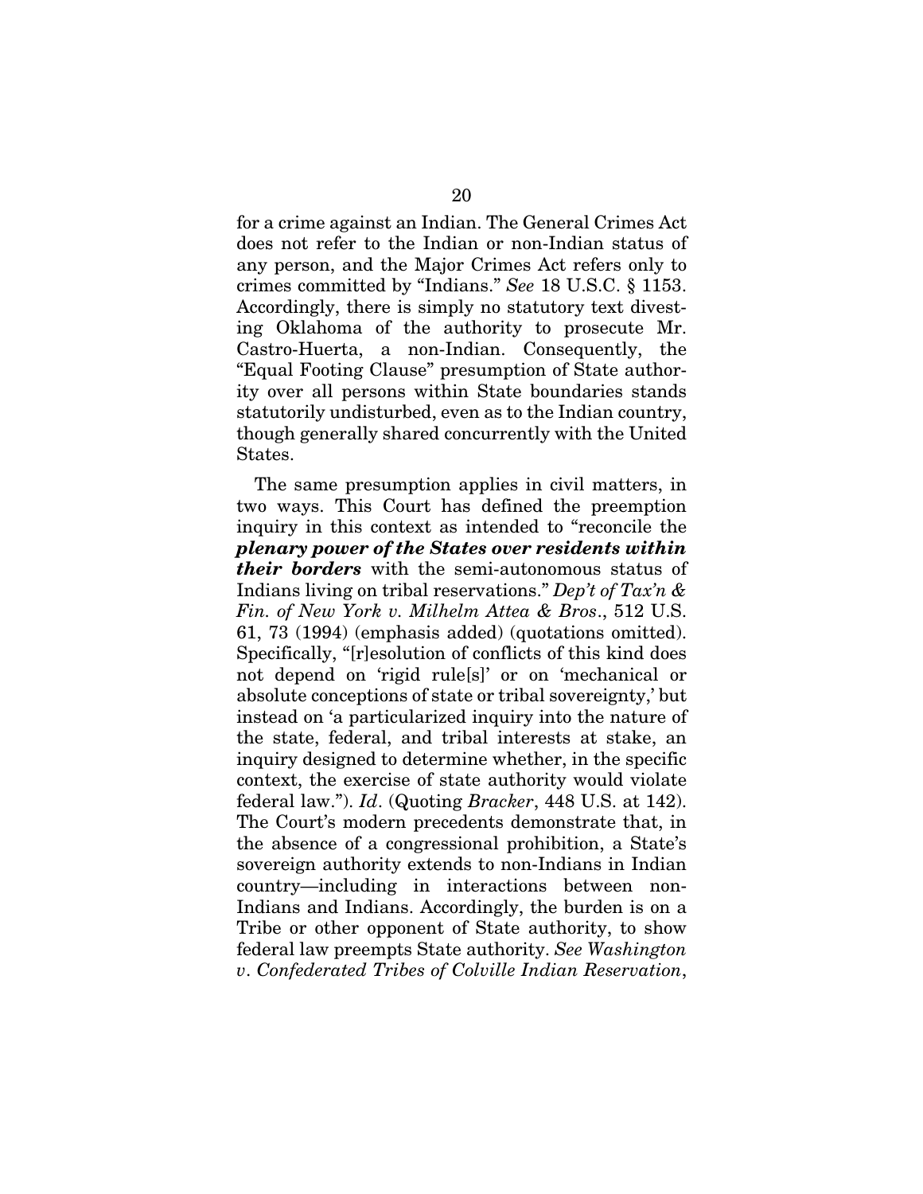for a crime against an Indian. The General Crimes Act does not refer to the Indian or non-Indian status of any person, and the Major Crimes Act refers only to crimes committed by "Indians." *See* 18 U.S.C. § 1153. Accordingly, there is simply no statutory text divesting Oklahoma of the authority to prosecute Mr. Castro-Huerta, a non-Indian. Consequently, the "Equal Footing Clause" presumption of State authority over all persons within State boundaries stands statutorily undisturbed, even as to the Indian country, though generally shared concurrently with the United States.

The same presumption applies in civil matters, in two ways. This Court has defined the preemption inquiry in this context as intended to "reconcile the ***plenary power of the States over residents within their borders*** with the semi-autonomous status of Indians living on tribal reservations." *Dep't of Tax'n & Fin. of New York v. Milhelm Attea & Bros*., 512 U.S. 61, 73 (1994) (emphasis added) (quotations omitted). Specifically, "[r]esolution of conflicts of this kind does not depend on 'rigid rule[s]' or on 'mechanical or absolute conceptions of state or tribal sovereignty,' but instead on 'a particularized inquiry into the nature of the state, federal, and tribal interests at stake, an inquiry designed to determine whether, in the specific context, the exercise of state authority would violate federal law."). *Id*. (Quoting *Bracker*, 448 U.S. at 142). The Court's modern precedents demonstrate that, in the absence of a congressional prohibition, a State's sovereign authority extends to non-Indians in Indian country—including in interactions between non-Indians and Indians. Accordingly, the burden is on a Tribe or other opponent of State authority, to show federal law preempts State authority. *See Washington v. Confederated Tribes of Colville Indian Reservation*,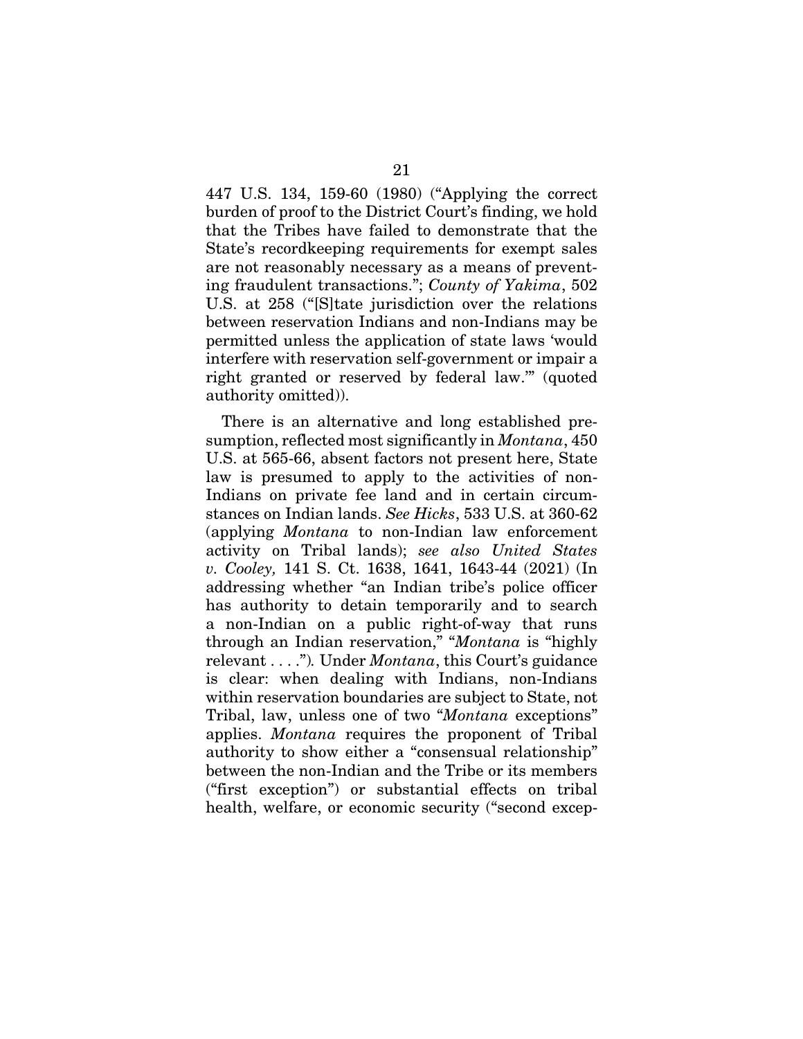447 U.S. 134, 159-60 (1980) ("Applying the correct burden of proof to the District Court's finding, we hold that the Tribes have failed to demonstrate that the State's recordkeeping requirements for exempt sales are not reasonably necessary as a means of preventing fraudulent transactions."; *County of Yakima*, 502 U.S. at 258 ("[S]tate jurisdiction over the relations between reservation Indians and non-Indians may be permitted unless the application of state laws 'would interfere with reservation self-government or impair a right granted or reserved by federal law.'" (quoted authority omitted)).

There is an alternative and long established presumption, reflected most significantly in *Montana*, 450 U.S. at 565-66, absent factors not present here, State law is presumed to apply to the activities of non-Indians on private fee land and in certain circumstances on Indian lands. *See Hicks*, 533 U.S. at 360-62 (applying *Montana* to non-Indian law enforcement activity on Tribal lands); *see also United States v. Cooley,* 141 S. Ct. 1638, 1641, 1643-44 (2021) (In addressing whether "an Indian tribe's police officer has authority to detain temporarily and to search a non-Indian on a public right-of-way that runs through an Indian reservation," "*Montana* is "highly relevant . . . ."). Under *Montana*, this Court's guidance is clear: when dealing with Indians, non-Indians within reservation boundaries are subject to State, not Tribal, law, unless one of two "*Montana* exceptions" applies. *Montana* requires the proponent of Tribal authority to show either a "consensual relationship" between the non-Indian and the Tribe or its members ("first exception") or substantial effects on tribal health, welfare, or economic security ("second excep-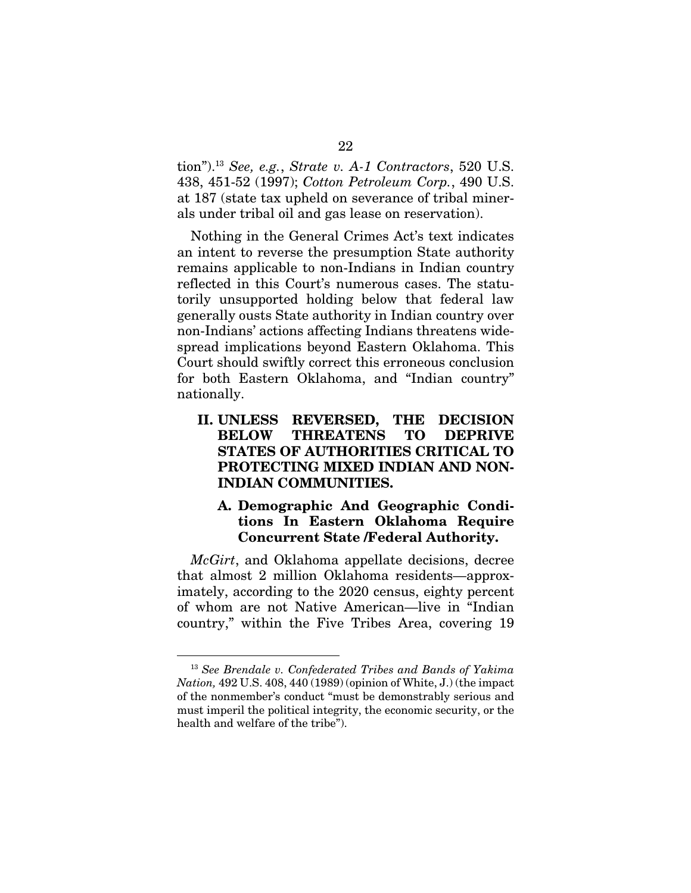tion").[13] *See, e.g.*, *Strate v. A-1 Contractors*, 520 U.S. 438, 451-52 (1997); *Cotton Petroleum Corp.*, 490 U.S. at 187 (state tax upheld on severance of tribal minerals under tribal oil and gas lease on reservation).

Nothing in the General Crimes Act's text indicates an intent to reverse the presumption State authority remains applicable to non-Indians in Indian country reflected in this Court's numerous cases. The statutorily unsupported holding below that federal law generally ousts State authority in Indian country over non-Indians' actions affecting Indians threatens widespread implications beyond Eastern Oklahoma. This Court should swiftly correct this erroneous conclusion for both Eastern Oklahoma, and "Indian country" nationally.

## II. UNLESS REVERSED, THE DECISION BELOW THREATENS TO DEPRIVE STATES OF AUTHORITIES CRITICAL TO PROTECTING MIXED INDIAN AND NON-INDIAN COMMUNITIES.

### A. Demographic And Geographic Conditions In Eastern Oklahoma Require Concurrent State /Federal Authority.

*McGirt*, and Oklahoma appellate decisions, decree that almost 2 million Oklahoma residents—approximately, according to the 2020 census, eighty percent of whom are not Native American—live in "Indian country," within the Five Tribes Area, covering 19

---

[13] *See Brendale v. Confederated Tribes and Bands of Yakima Nation,* 492 U.S. 408, 440 (1989) (opinion of White, J.) (the impact of the nonmember's conduct "must be demonstrably serious and must imperil the political integrity, the economic security, or the health and welfare of the tribe").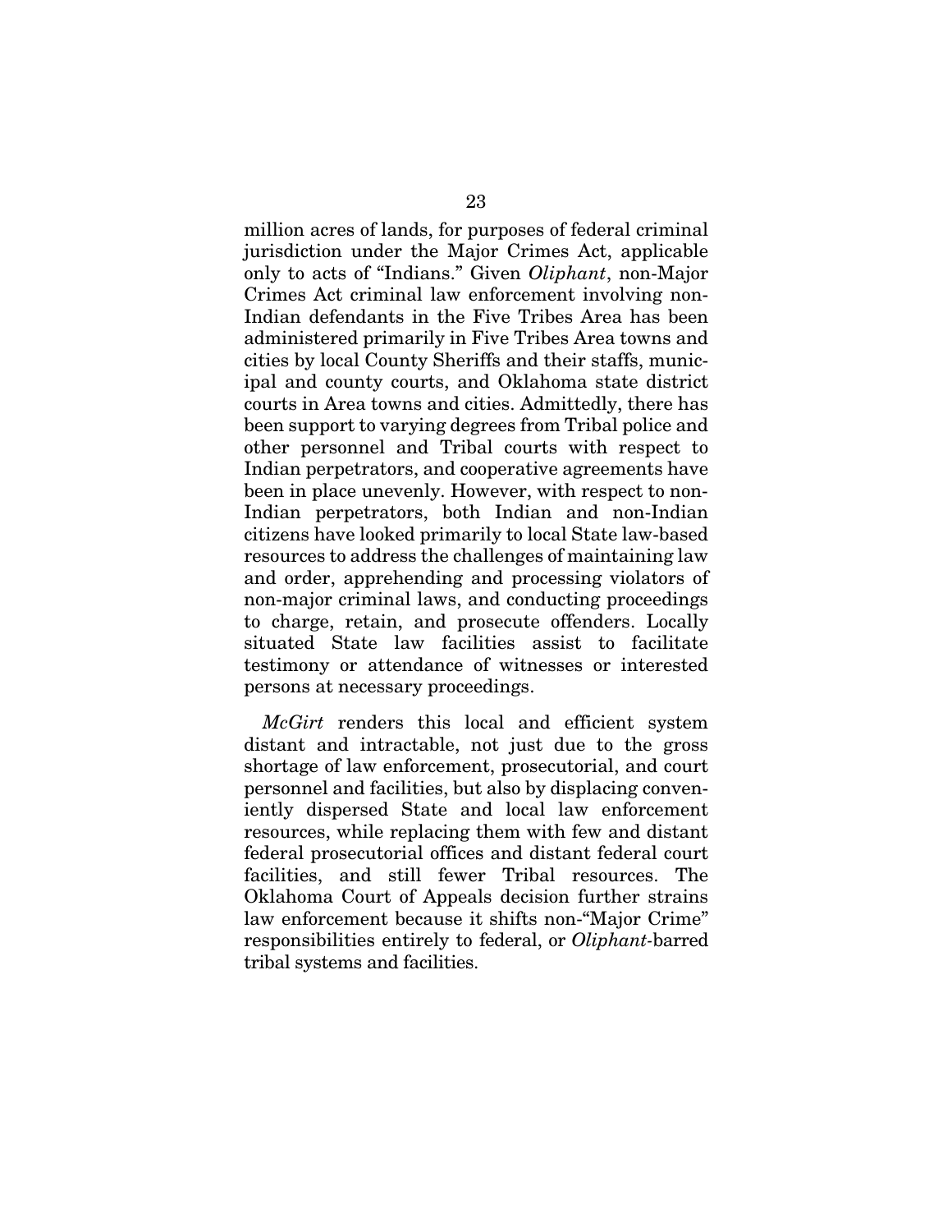million acres of lands, for purposes of federal criminal jurisdiction under the Major Crimes Act, applicable only to acts of "Indians." Given *Oliphant*, non-Major Crimes Act criminal law enforcement involving non-Indian defendants in the Five Tribes Area has been administered primarily in Five Tribes Area towns and cities by local County Sheriffs and their staffs, municipal and county courts, and Oklahoma state district courts in Area towns and cities. Admittedly, there has been support to varying degrees from Tribal police and other personnel and Tribal courts with respect to Indian perpetrators, and cooperative agreements have been in place unevenly. However, with respect to non-Indian perpetrators, both Indian and non-Indian citizens have looked primarily to local State law-based resources to address the challenges of maintaining law and order, apprehending and processing violators of non-major criminal laws, and conducting proceedings to charge, retain, and prosecute offenders. Locally situated State law facilities assist to facilitate testimony or attendance of witnesses or interested persons at necessary proceedings.

*McGirt* renders this local and efficient system distant and intractable, not just due to the gross shortage of law enforcement, prosecutorial, and court personnel and facilities, but also by displacing conveniently dispersed State and local law enforcement resources, while replacing them with few and distant federal prosecutorial offices and distant federal court facilities, and still fewer Tribal resources. The Oklahoma Court of Appeals decision further strains law enforcement because it shifts non-"Major Crime" responsibilities entirely to federal, or *Oliphant*-barred tribal systems and facilities.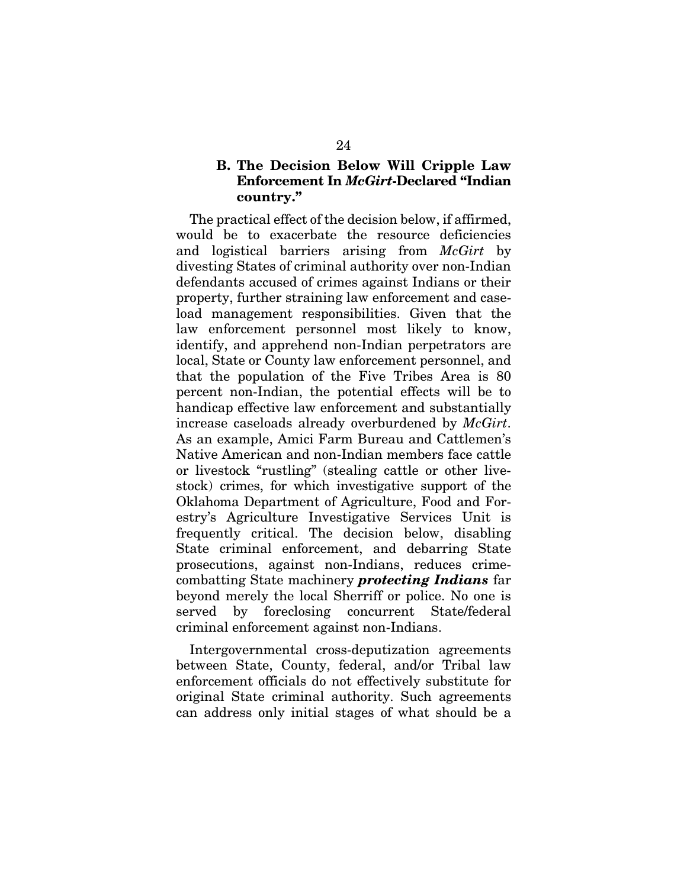### B. The Decision Below Will Cripple Law Enforcement In *McGirt*-Declared "Indian country."

The practical effect of the decision below, if affirmed, would be to exacerbate the resource deficiencies and logistical barriers arising from *McGirt* by divesting States of criminal authority over non-Indian defendants accused of crimes against Indians or their property, further straining law enforcement and caseload management responsibilities. Given that the law enforcement personnel most likely to know, identify, and apprehend non-Indian perpetrators are local, State or County law enforcement personnel, and that the population of the Five Tribes Area is 80 percent non-Indian, the potential effects will be to handicap effective law enforcement and substantially increase caseloads already overburdened by *McGirt*. As an example, Amici Farm Bureau and Cattlemen's Native American and non-Indian members face cattle or livestock "rustling" (stealing cattle or other livestock) crimes, for which investigative support of the Oklahoma Department of Agriculture, Food and Forestry's Agriculture Investigative Services Unit is frequently critical. The decision below, disabling State criminal enforcement, and debarring State prosecutions, against non-Indians, reduces crime-combatting State machinery ***protecting Indians*** far beyond merely the local Sherriff or police. No one is served by foreclosing concurrent State/federal criminal enforcement against non-Indians.

Intergovernmental cross-deputization agreements between State, County, federal, and/or Tribal law enforcement officials do not effectively substitute for original State criminal authority. Such agreements can address only initial stages of what should be a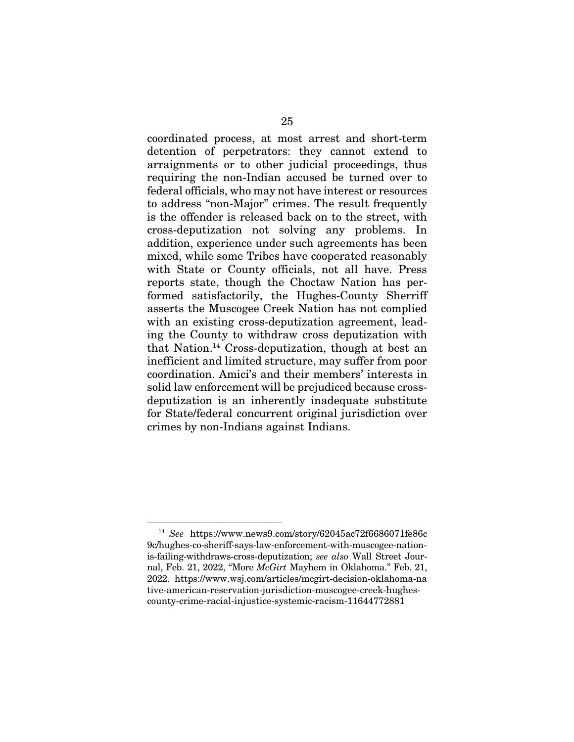coordinated process, at most arrest and short-term detention of perpetrators: they cannot extend to arraignments or to other judicial proceedings, thus requiring the non-Indian accused be turned over to federal officials, who may not have interest or resources to address "non-Major" crimes. The result frequently is the offender is released back on to the street, with cross-deputization not solving any problems. In addition, experience under such agreements has been mixed, while some Tribes have cooperated reasonably with State or County officials, not all have. Press reports state, though the Choctaw Nation has performed satisfactorily, the Hughes-County Sherriff asserts the Muscogee Creek Nation has not complied with an existing cross-deputization agreement, leading the County to withdraw cross deputization with that Nation.[14] Cross-deputization, though at best an inefficient and limited structure, may suffer from poor coordination. Amici's and their members' interests in solid law enforcement will be prejudiced because cross-deputization is an inherently inadequate substitute for State/federal concurrent original jurisdiction over crimes by non-Indians against Indians.

---

[14] *See* https://www.news9.com/story/62045ac72f6686071fe86c9c/hughes-co-sheriff-says-law-enforcement-with-muscogee-nation-is-failing-withdraws-cross-deputization; *see also* Wall Street Journal, Feb. 21, 2022, "More *McGirt* Mayhem in Oklahoma." Feb. 21, 2022. https://www.wsj.com/articles/mcgirt-decision-oklahoma-native-american-reservation-jurisdiction-muscogee-creek-hughes-county-crime-racial-injustice-systemic-racism-11644772881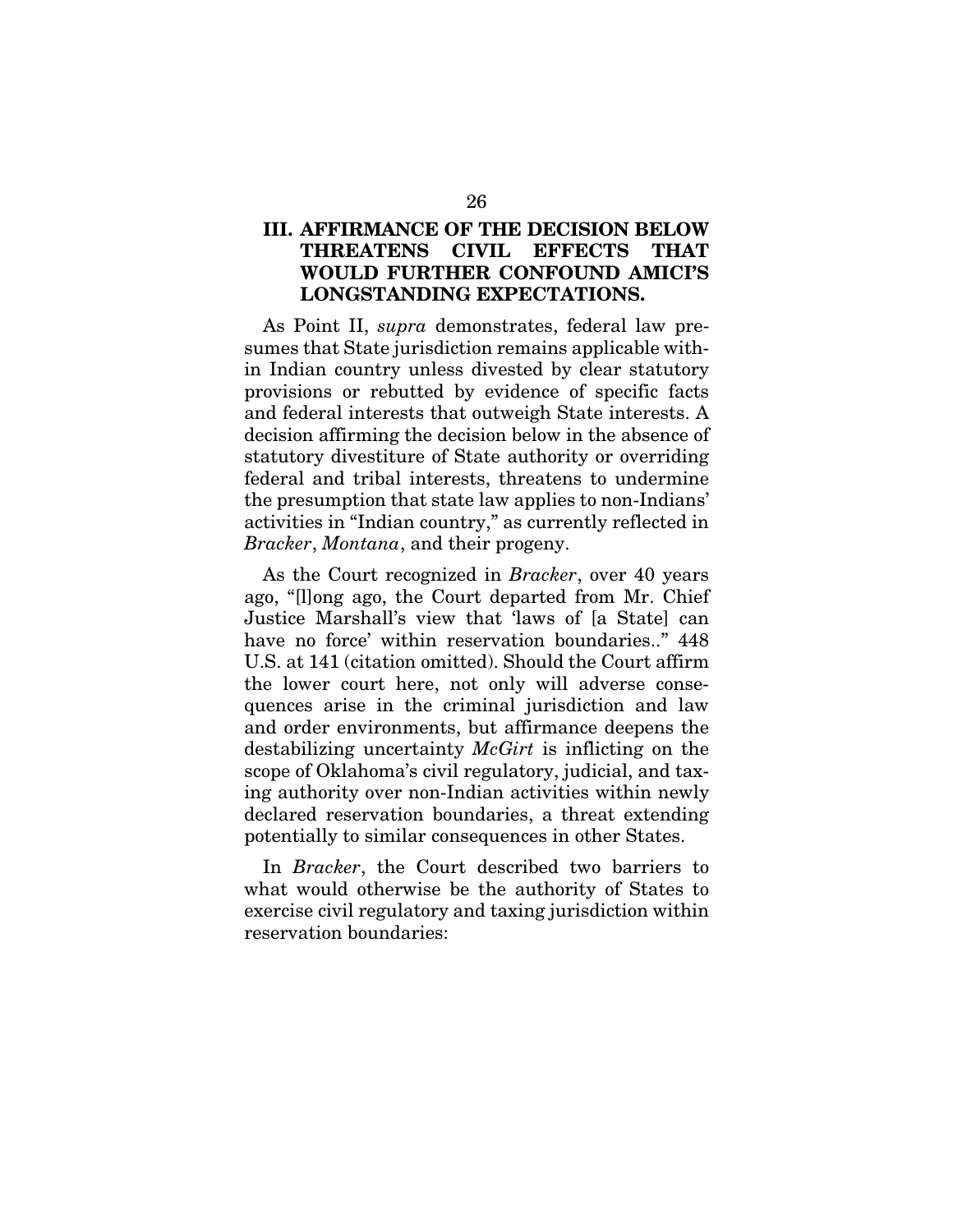### III. AFFIRMANCE OF THE DECISION BELOW THREATENS CIVIL EFFECTS THAT WOULD FURTHER CONFOUND AMICI'S LONGSTANDING EXPECTATIONS.

As Point II, *supra* demonstrates, federal law presumes that State jurisdiction remains applicable within Indian country unless divested by clear statutory provisions or rebutted by evidence of specific facts and federal interests that outweigh State interests. A decision affirming the decision below in the absence of statutory divestiture of State authority or overriding federal and tribal interests, threatens to undermine the presumption that state law applies to non-Indians' activities in "Indian country," as currently reflected in *Bracker*, *Montana*, and their progeny.

As the Court recognized in *Bracker*, over 40 years ago, "[l]ong ago, the Court departed from Mr. Chief Justice Marshall's view that 'laws of [a State] can have no force' within reservation boundaries.." 448 U.S. at 141 (citation omitted). Should the Court affirm the lower court here, not only will adverse consequences arise in the criminal jurisdiction and law and order environments, but affirmance deepens the destabilizing uncertainty *McGirt* is inflicting on the scope of Oklahoma's civil regulatory, judicial, and taxing authority over non-Indian activities within newly declared reservation boundaries, a threat extending potentially to similar consequences in other States.

In *Bracker*, the Court described two barriers to what would otherwise be the authority of States to exercise civil regulatory and taxing jurisdiction within reservation boundaries: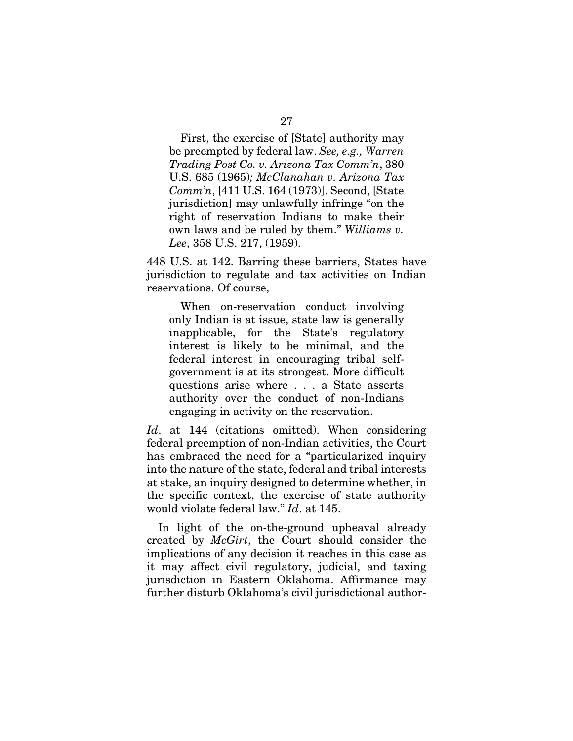> First, the exercise of [State] authority may be preempted by federal law. *See, e.g., Warren Trading Post Co. v. Arizona Tax Comm'n*, 380 U.S. 685 (1965)*; McClanahan v. Arizona Tax Comm'n*, [411 U.S. 164 (1973)]. Second, [State jurisdiction] may unlawfully infringe "on the right of reservation Indians to make their own laws and be ruled by them." *Williams v. Lee*, 358 U.S. 217, (1959).

448 U.S. at 142. Barring these barriers, States have jurisdiction to regulate and tax activities on Indian reservations. Of course,

> When on-reservation conduct involving only Indian is at issue, state law is generally inapplicable, for the State's regulatory interest is likely to be minimal, and the federal interest in encouraging tribal self-government is at its strongest. More difficult questions arise where . . . a State asserts authority over the conduct of non-Indians engaging in activity on the reservation.

*Id*. at 144 (citations omitted). When considering federal preemption of non-Indian activities, the Court has embraced the need for a "particularized inquiry into the nature of the state, federal and tribal interests at stake, an inquiry designed to determine whether, in the specific context, the exercise of state authority would violate federal law." *Id*. at 145.

In light of the on-the-ground upheaval already created by *McGirt*, the Court should consider the implications of any decision it reaches in this case as it may affect civil regulatory, judicial, and taxing jurisdiction in Eastern Oklahoma. Affirmance may further disturb Oklahoma's civil jurisdictional author-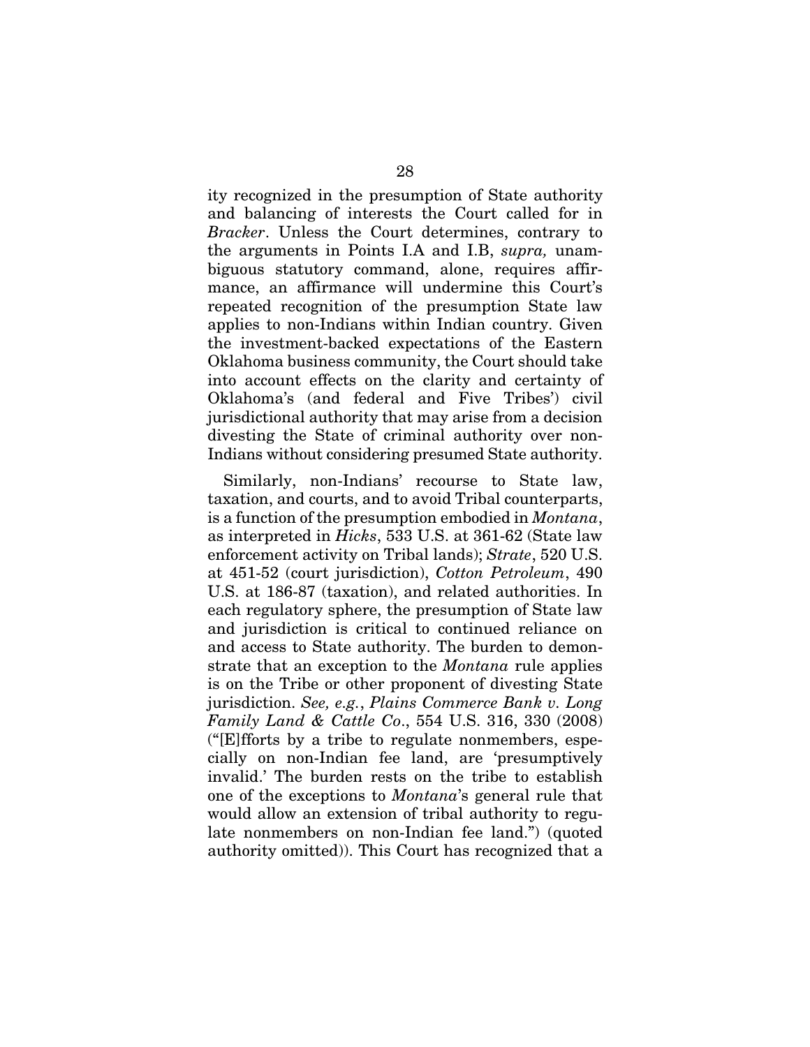ity recognized in the presumption of State authority and balancing of interests the Court called for in *Bracker*. Unless the Court determines, contrary to the arguments in Points I.A and I.B, *supra,* unambiguous statutory command, alone, requires affirmance, an affirmance will undermine this Court's repeated recognition of the presumption State law applies to non-Indians within Indian country. Given the investment-backed expectations of the Eastern Oklahoma business community, the Court should take into account effects on the clarity and certainty of Oklahoma's (and federal and Five Tribes') civil jurisdictional authority that may arise from a decision divesting the State of criminal authority over non-Indians without considering presumed State authority.

Similarly, non-Indians' recourse to State law, taxation, and courts, and to avoid Tribal counterparts, is a function of the presumption embodied in *Montana*, as interpreted in *Hicks*, 533 U.S. at 361-62 (State law enforcement activity on Tribal lands); *Strate*, 520 U.S. at 451-52 (court jurisdiction), *Cotton Petroleum*, 490 U.S. at 186-87 (taxation), and related authorities. In each regulatory sphere, the presumption of State law and jurisdiction is critical to continued reliance on and access to State authority. The burden to demonstrate that an exception to the *Montana* rule applies is on the Tribe or other proponent of divesting State jurisdiction. *See, e.g.*, *Plains Commerce Bank v. Long Family Land & Cattle Co*., 554 U.S. 316, 330 (2008) ("[E]fforts by a tribe to regulate nonmembers, especially on non-Indian fee land, are 'presumptively invalid.' The burden rests on the tribe to establish one of the exceptions to *Montana*'s general rule that would allow an extension of tribal authority to regulate nonmembers on non-Indian fee land.") (quoted authority omitted)). This Court has recognized that a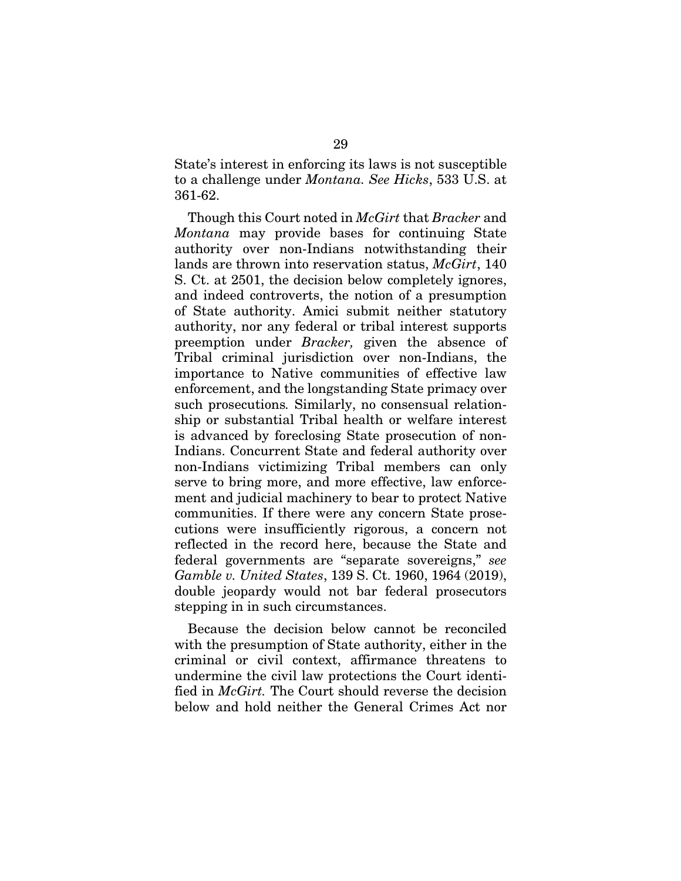State's interest in enforcing its laws is not susceptible to a challenge under *Montana*. *See Hicks*, 533 U.S. at 361-62.

Though this Court noted in *McGirt* that *Bracker* and *Montana* may provide bases for continuing State authority over non-Indians notwithstanding their lands are thrown into reservation status, *McGirt*, 140 S. Ct. at 2501, the decision below completely ignores, and indeed controverts, the notion of a presumption of State authority. Amici submit neither statutory authority, nor any federal or tribal interest supports preemption under *Bracker,* given the absence of Tribal criminal jurisdiction over non-Indians, the importance to Native communities of effective law enforcement, and the longstanding State primacy over such prosecutions*.* Similarly, no consensual relationship or substantial Tribal health or welfare interest is advanced by foreclosing State prosecution of non-Indians. Concurrent State and federal authority over non-Indians victimizing Tribal members can only serve to bring more, and more effective, law enforcement and judicial machinery to bear to protect Native communities. If there were any concern State prosecutions were insufficiently rigorous, a concern not reflected in the record here, because the State and federal governments are "separate sovereigns," *see Gamble v. United States*, 139 S. Ct. 1960, 1964 (2019), double jeopardy would not bar federal prosecutors stepping in in such circumstances.

Because the decision below cannot be reconciled with the presumption of State authority, either in the criminal or civil context, affirmance threatens to undermine the civil law protections the Court identified in *McGirt.* The Court should reverse the decision below and hold neither the General Crimes Act nor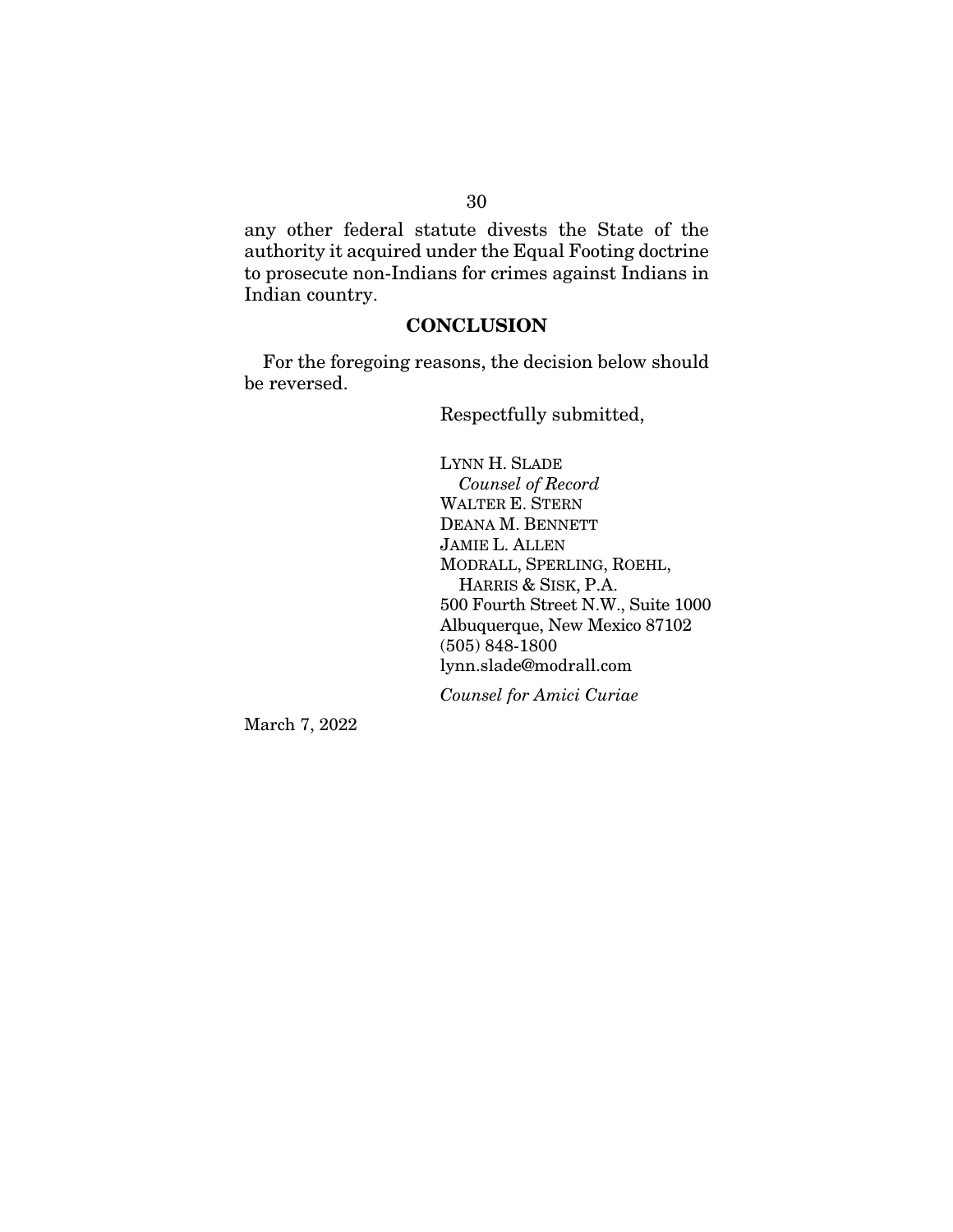any other federal statute divests the State of the authority it acquired under the Equal Footing doctrine to prosecute non-Indians for crimes against Indians in Indian country.

## CONCLUSION

For the foregoing reasons, the decision below should be reversed.

Respectfully submitted,

LYNN H. SLADE
*Counsel of Record*
WALTER E. STERN
DEANA M. BENNETT
JAMIE L. ALLEN
MODRALL, SPERLING, ROEHL, HARRIS & SISK, P.A.
500 Fourth Street N.W., Suite 1000
Albuquerque, New Mexico 87102
(505) 848-1800
lynn.slade@modrall.com

*Counsel for Amici Curiae*

March 7, 2022